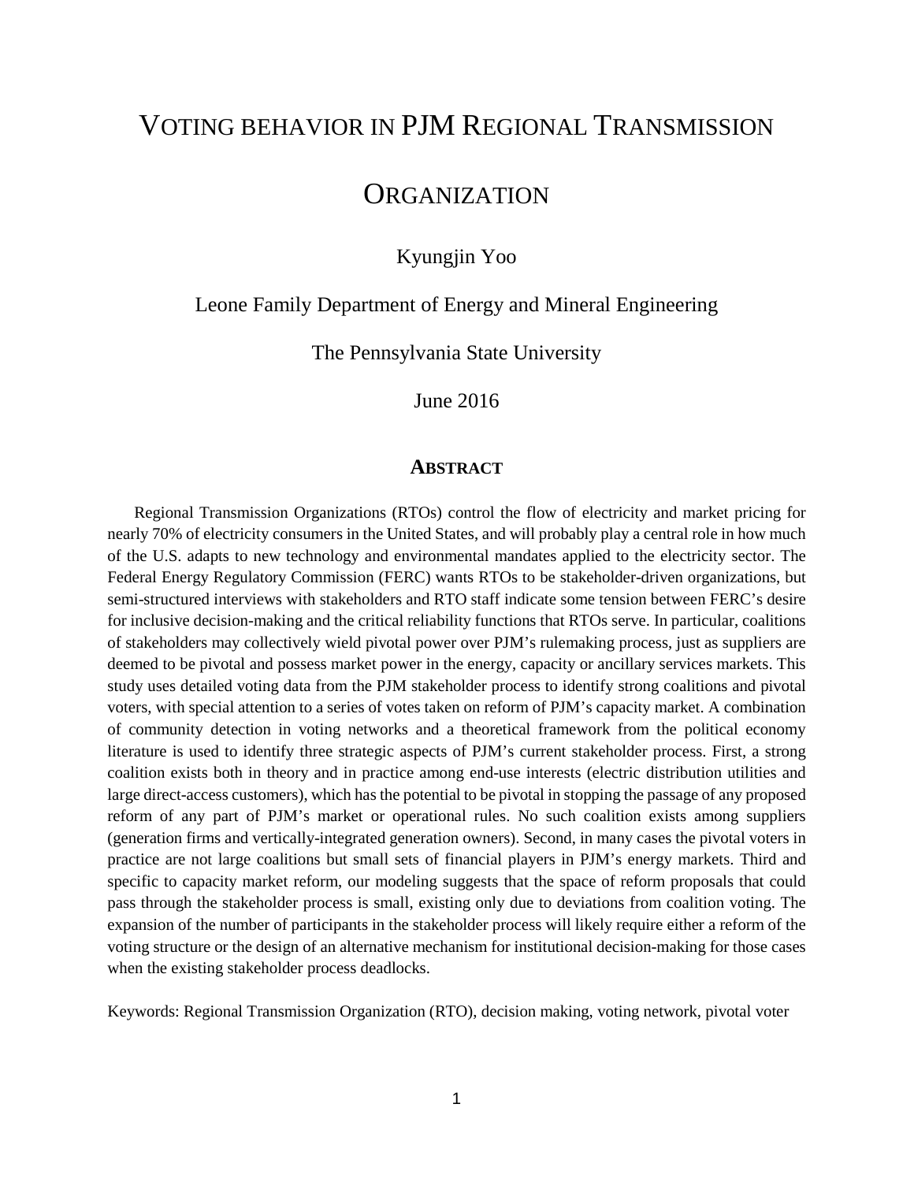# VOTING BEHAVIOR IN PJM REGIONAL TRANSMISSION ORGANIZATION

Kyungjin Yoo

Leone Family Department of Energy and Mineral Engineering

The Pennsylvania State University

June 2016

## ABSTRACT

Regional Transmission Organizations (RTOs) control the flow of electricity and market pricing for nearly 70% of electricity consumers in the United States, and will probably play a central role in how much of the U.S. adapts to new technology and environmental mandates applied to the electricity sector. The Federal Energy Regulatory Commission (FERC) wants RTOs to be stakeholder-driven organizations, but semi-structured interviews with stakeholders and RTO staff indicate some tension between FERC's desire for inclusive decision-making and the critical reliability functions that RTOs serve. In particular, coalitions of stakeholders may collectively wield pivotal power over PJM's rulemaking process, just as suppliers are deemed to be pivotal and possess market power in the energy, capacity or ancillary services markets. This study uses detailed voting data from the PJM stakeholder process to identify strong coalitions and pivotal voters, with special attention to a series of votes taken on reform of PJM's capacity market. A combination of community detection in voting networks and a theoretical framework from the political economy literature is used to identify three strategic aspects of PJM's current stakeholder process. First, a strong coalition exists both in theory and in practice among end-use interests (electric distribution utilities and large direct-access customers), which has the potential to be pivotal in stopping the passage of any proposed reform of any part of PJM's market or operational rules. No such coalition exists among suppliers (generation firms and vertically-integrated generation owners). Second, in many cases the pivotal voters in practice are not large coalitions but small sets of financial players in PJM's energy markets. Third and specific to capacity market reform, our modeling suggests that the space of reform proposals that could pass through the stakeholder process is small, existing only due to deviations from coalition voting. The expansion of the number of participants in the stakeholder process will likely require either a reform of the voting structure or the design of an alternative mechanism for institutional decision-making for those cases when the existing stakeholder process deadlocks.

Keywords: Regional Transmission Organization (RTO), decision making, voting network, pivotal voter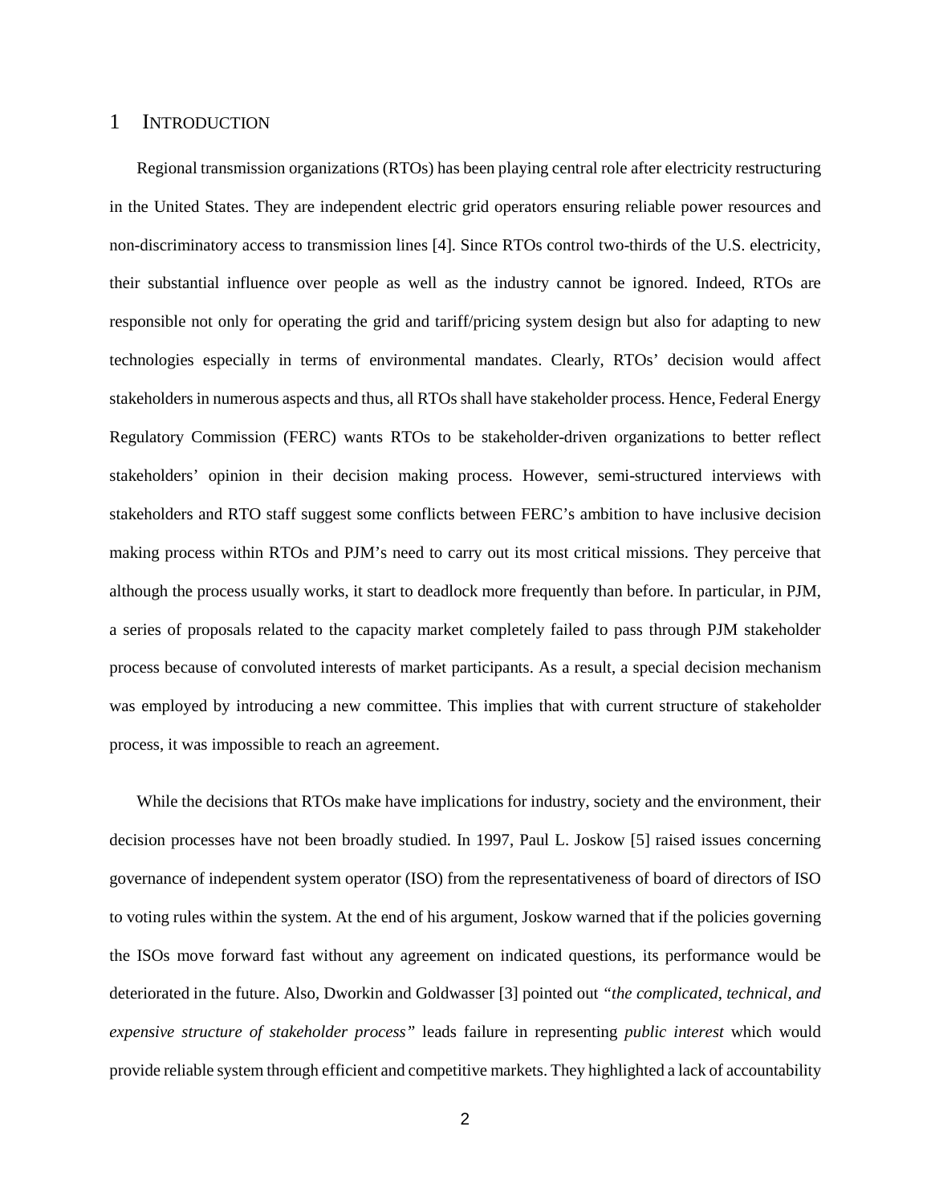# 1 INTRODUCTION

Regional transmission organizations (RTOs) has been playing central role after electricity restructuring in the United States. They are independent electric grid operators ensuring reliable power resources and non-discriminatory access to transmission lines [4]. Since RTOs control two-thirds of the U.S. electricity, their substantial influence over people as well as the industry cannot be ignored. Indeed, RTOs are responsible not only for operating the grid and tariff/pricing system design but also for adapting to new technologies especially in terms of environmental mandates. Clearly, RTOs' decision would affect stakeholders in numerous aspects and thus, all RTOs shall have stakeholder process. Hence, Federal Energy Regulatory Commission (FERC) wants RTOs to be stakeholder-driven organizations to better reflect stakeholders' opinion in their decision making process. However, semi-structured interviews with stakeholders and RTO staff suggest some conflicts between FERC's ambition to have inclusive decision making process within RTOs and PJM's need to carry out its most critical missions. They perceive that although the process usually works, it start to deadlock more frequently than before. In particular, in PJM, a series of proposals related to the capacity market completely failed to pass through PJM stakeholder process because of convoluted interests of market participants. As a result, a special decision mechanism was employed by introducing a new committee. This implies that with current structure of stakeholder process, it was impossible to reach an agreement.

While the decisions that RTOs make have implications for industry, society and the environment, their decision processes have not been broadly studied. In 1997, Paul L. Joskow [5] raised issues concerning governance of independent system operator (ISO) from the representativeness of board of directors of ISO to voting rules within the system. At the end of his argument, Joskow warned that if the policies governing the ISOs move forward fast without any agreement on indicated questions, its performance would be deteriorated in the future. Also, Dworkin and Goldwasser [3] pointed out *"the complicated, technical, and expensive structure of stakeholder process"* leads failure in representing *public interest* which would provide reliable system through efficient and competitive markets. They highlighted a lack of accountability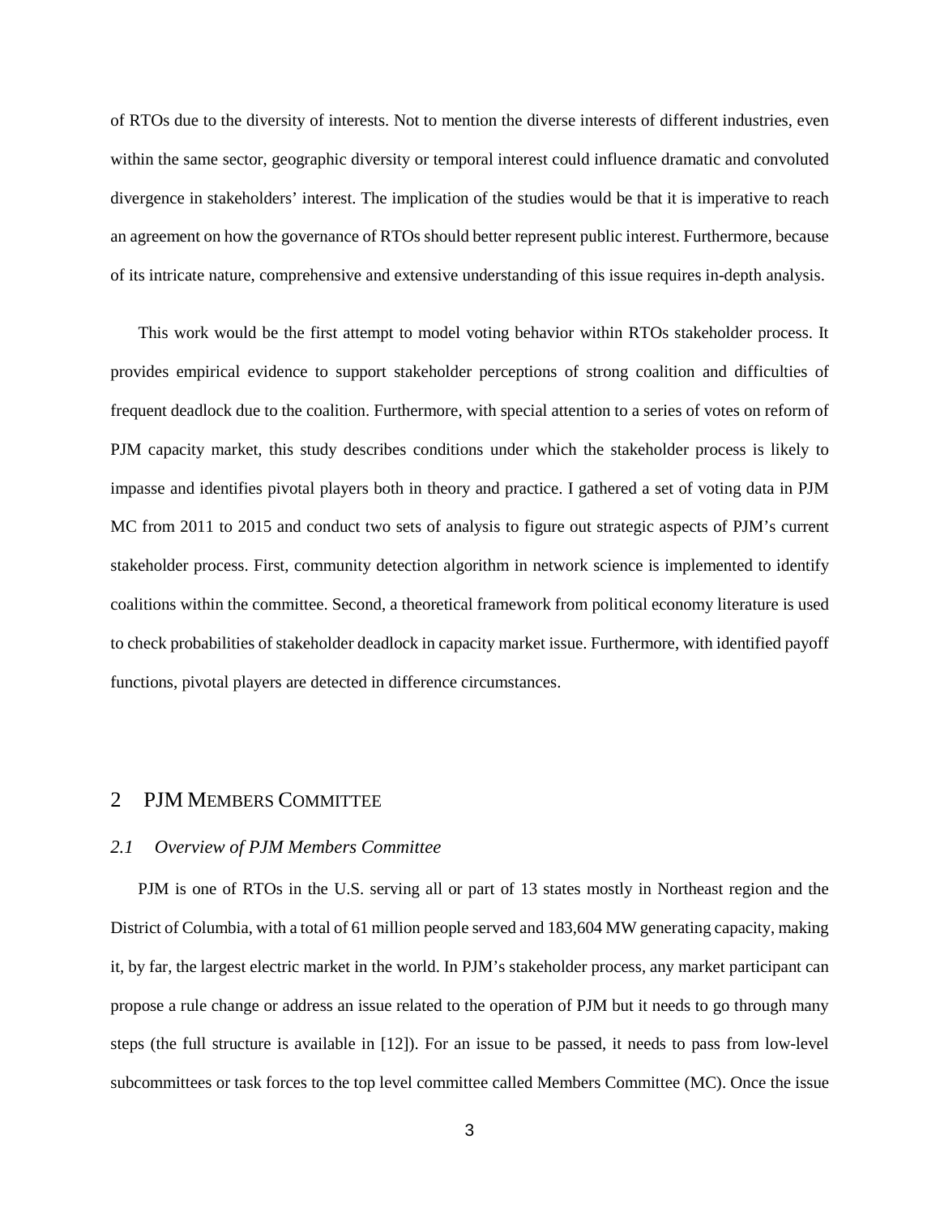of RTOs due to the diversity of interests. Not to mention the diverse interests of different industries, even within the same sector, geographic diversity or temporal interest could influence dramatic and convoluted divergence in stakeholders' interest. The implication of the studies would be that it is imperative to reach an agreement on how the governance of RTOs should better represent public interest. Furthermore, because of its intricate nature, comprehensive and extensive understanding of this issue requires in-depth analysis.

This work would be the first attempt to model voting behavior within RTOs stakeholder process. It provides empirical evidence to support stakeholder perceptions of strong coalition and difficulties of frequent deadlock due to the coalition. Furthermore, with special attention to a series of votes on reform of PJM capacity market, this study describes conditions under which the stakeholder process is likely to impasse and identifies pivotal players both in theory and practice. I gathered a set of voting data in PJM MC from 2011 to 2015 and conduct two sets of analysis to figure out strategic aspects of PJM's current stakeholder process. First, community detection algorithm in network science is implemented to identify coalitions within the committee. Second, a theoretical framework from political economy literature is used to check probabilities of stakeholder deadlock in capacity market issue. Furthermore, with identified payoff functions, pivotal players are detected in difference circumstances.

## 2 PJM Members Committee

### *2.1 Overview of PJM Members Committee*

PJM is one of RTOs in the U.S. serving all or part of 13 states mostly in Northeast region and the District of Columbia, with a total of 61 million people served and 183,604 MW generating capacity, making it, by far, the largest electric market in the world. In PJM's stakeholder process, any market participant can propose a rule change or address an issue related to the operation of PJM but it needs to go through many steps (the full structure is available in [12]). For an issue to be passed, it needs to pass from low-level subcommittees or task forces to the top level committee called Members Committee (MC). Once the issue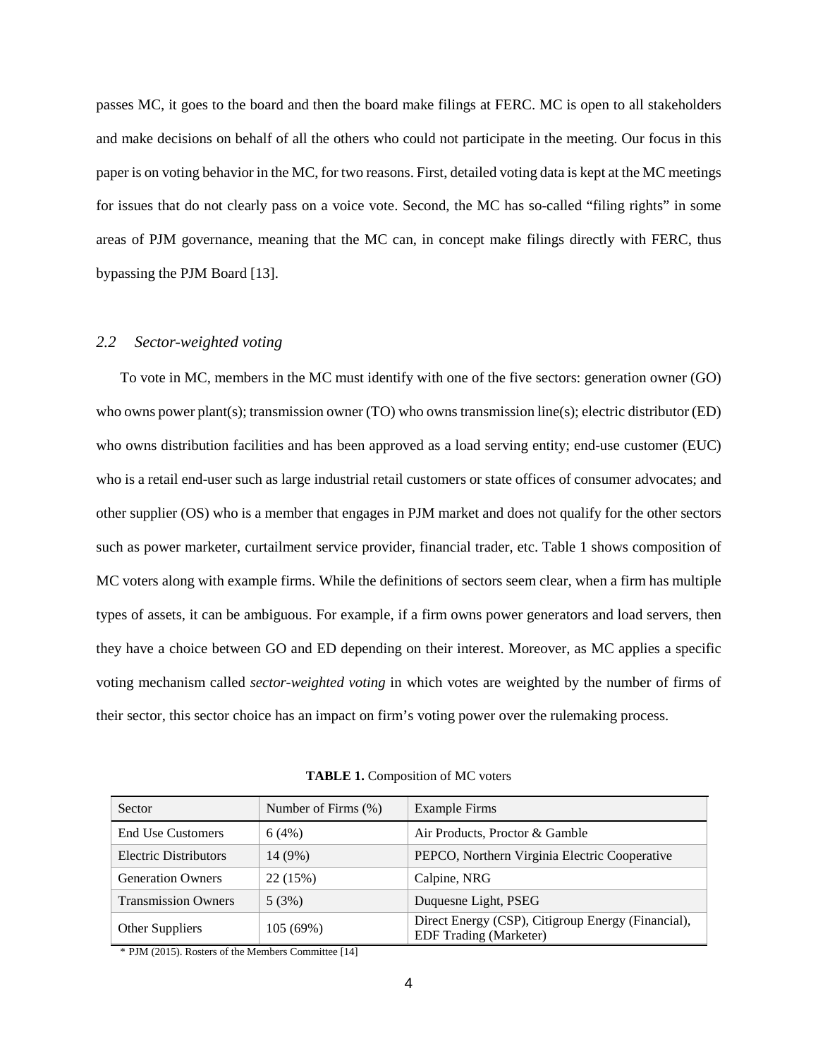passes MC, it goes to the board and then the board make filings at FERC. MC is open to all stakeholders and make decisions on behalf of all the others who could not participate in the meeting. Our focus in this paper is on voting behavior in the MC, for two reasons. First, detailed voting data is kept at the MC meetings for issues that do not clearly pass on a voice vote. Second, the MC has so-called "filing rights" in some areas of PJM governance, meaning that the MC can, in concept make filings directly with FERC, thus bypassing the PJM Board [13].

### *2.2 Sector-weighted voting*

To vote in MC, members in the MC must identify with one of the five sectors: generation owner (GO) who owns power plant(s); transmission owner (TO) who owns transmission line(s); electric distributor (ED) who owns distribution facilities and has been approved as a load serving entity; end-use customer (EUC) who is a retail end-user such as large industrial retail customers or state offices of consumer advocates; and other supplier (OS) who is a member that engages in PJM market and does not qualify for the other sectors such as power marketer, curtailment service provider, financial trader, etc. Table 1 shows composition of MC voters along with example firms. While the definitions of sectors seem clear, when a firm has multiple types of assets, it can be ambiguous. For example, if a firm owns power generators and load servers, then they have a choice between GO and ED depending on their interest. Moreover, as MC applies a specific voting mechanism called *sector-weighted voting* in which votes are weighted by the number of firms of their sector, this sector choice has an impact on firm's voting power over the rulemaking process.

**TABLE 1.** Composition of MC voters

| Sector | Number of Firms (%) | Example Firms |
|---|---|---|
| End Use Customers | 6 (4%) | Air Products, Proctor & Gamble |
| Electric Distributors | 14 (9%) | PEPCO, Northern Virginia Electric Cooperative |
| Generation Owners | 22 (15%) | Calpine, NRG |
| Transmission Owners | 5 (3%) | Duquesne Light, PSEG |
| Other Suppliers | 105 (69%) | Direct Energy (CSP), Citigroup Energy (Financial), EDF Trading (Marketer) |

\* PJM (2015). Rosters of the Members Committee [14]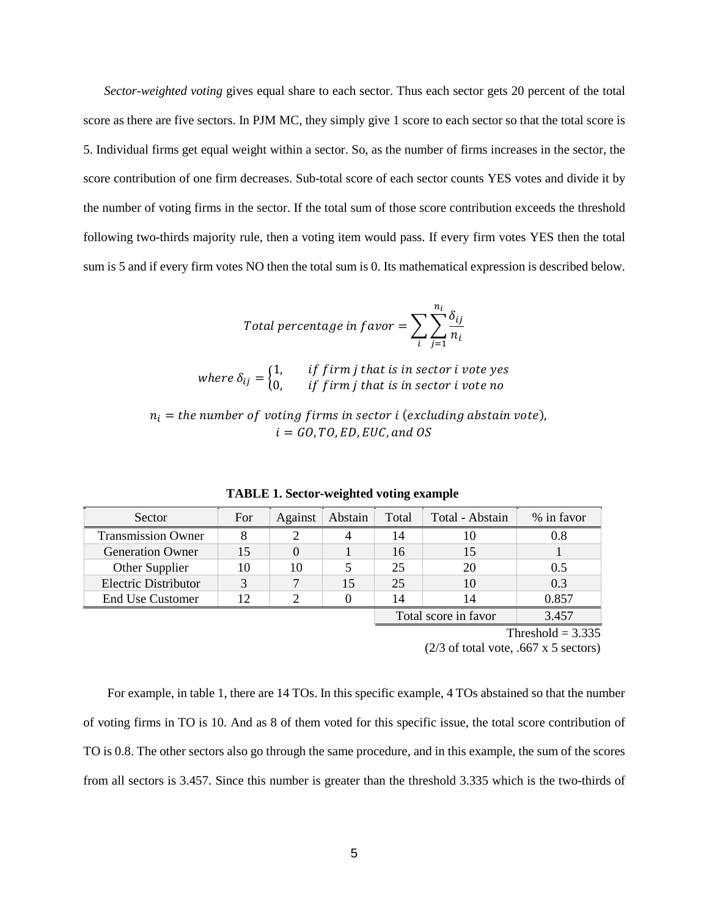*Sector-weighted voting* gives equal share to each sector. Thus each sector gets 20 percent of the total score as there are five sectors. In PJM MC, they simply give 1 score to each sector so that the total score is 5. Individual firms get equal weight within a sector. So, as the number of firms increases in the sector, the score contribution of one firm decreases. Sub-total score of each sector counts YES votes and divide it by the number of voting firms in the sector. If the total sum of those score contribution exceeds the threshold following two-thirds majority rule, then a voting item would pass. If every firm votes YES then the total sum is 5 and if every firm votes NO then the total sum is 0. Its mathematical expression is described below.

$$Total\ percentage\ in\ favor = \sum_{i} \sum_{j=1}^{n_i} \frac{\delta_{ij}}{n_i}$$

$$where\ \delta_{ij} = \begin{cases} 1, & if\ firm\ j\ that\ is\ in\ sector\ i\ vote\ yes \\ 0, & if\ firm\ j\ that\ is\ in\ sector\ i\ vote\ no \end{cases}$$

$$n_i = the\ number\ of\ voting\ firms\ in\ sector\ i\ (excluding\ abstain\ vote),$$
$$i = GO, TO, ED, EUC, and\ OS$$

**TABLE 1. Sector-weighted voting example**

| Sector | For | Against | Abstain | Total | Total - Abstain | % in favor |
|---|---|---|---|---|---|---|
| Transmission Owner | 8 | 2 | 4 | 14 | 10 | 0.8 |
| Generation Owner | 15 | 0 | 1 | 16 | 15 | 1 |
| Other Supplier | 10 | 10 | 5 | 25 | 20 | 0.5 |
| Electric Distributor | 3 | 7 | 15 | 25 | 10 | 0.3 |
| End Use Customer | 12 | 2 | 0 | 14 | 14 | 0.857 |
| | | | | Total score in favor | | 3.457 |

Threshold = 3.335
(2/3 of total vote, .667 x 5 sectors)

For example, in table 1, there are 14 TOs. In this specific example, 4 TOs abstained so that the number of voting firms in TO is 10. And as 8 of them voted for this specific issue, the total score contribution of TO is 0.8. The other sectors also go through the same procedure, and in this example, the sum of the scores from all sectors is 3.457. Since this number is greater than the threshold 3.335 which is the two-thirds of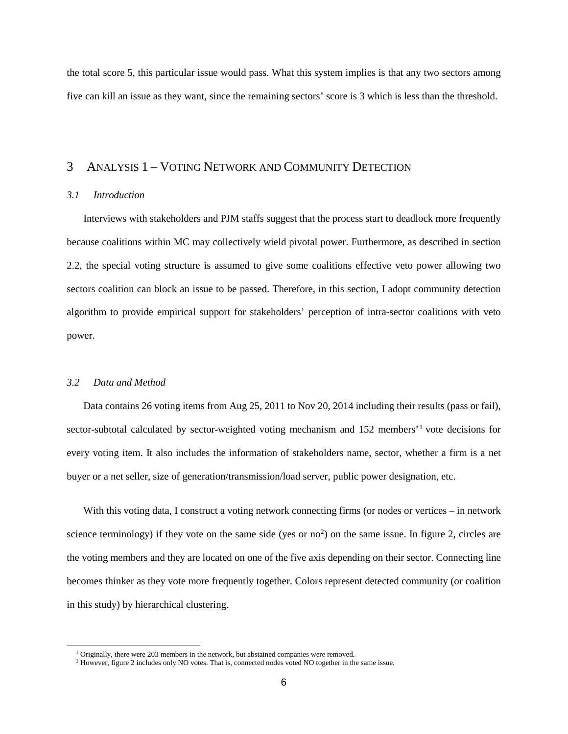the total score 5, this particular issue would pass. What this system implies is that any two sectors among five can kill an issue as they want, since the remaining sectors' score is 3 which is less than the threshold.

# 3 Analysis 1 – Voting Network and Community Detection

### *3.1 Introduction*

Interviews with stakeholders and PJM staffs suggest that the process start to deadlock more frequently because coalitions within MC may collectively wield pivotal power. Furthermore, as described in section 2.2, the special voting structure is assumed to give some coalitions effective veto power allowing two sectors coalition can block an issue to be passed. Therefore, in this section, I adopt community detection algorithm to provide empirical support for stakeholders' perception of intra-sector coalitions with veto power.

### *3.2 Data and Method*

Data contains 26 voting items from Aug 25, 2011 to Nov 20, 2014 including their results (pass or fail), sector-subtotal calculated by sector-weighted voting mechanism and 152 members'[1] vote decisions for every voting item. It also includes the information of stakeholders name, sector, whether a firm is a net buyer or a net seller, size of generation/transmission/load server, public power designation, etc.

With this voting data, I construct a voting network connecting firms (or nodes or vertices – in network science terminology) if they vote on the same side (yes or no[2]) on the same issue. In figure 2, circles are the voting members and they are located on one of the five axis depending on their sector. Connecting line becomes thinker as they vote more frequently together. Colors represent detected community (or coalition in this study) by hierarchical clustering.

[1] Originally, there were 203 members in the network, but abstained companies were removed.

[2] However, figure 2 includes only NO votes. That is, connected nodes voted NO together in the same issue.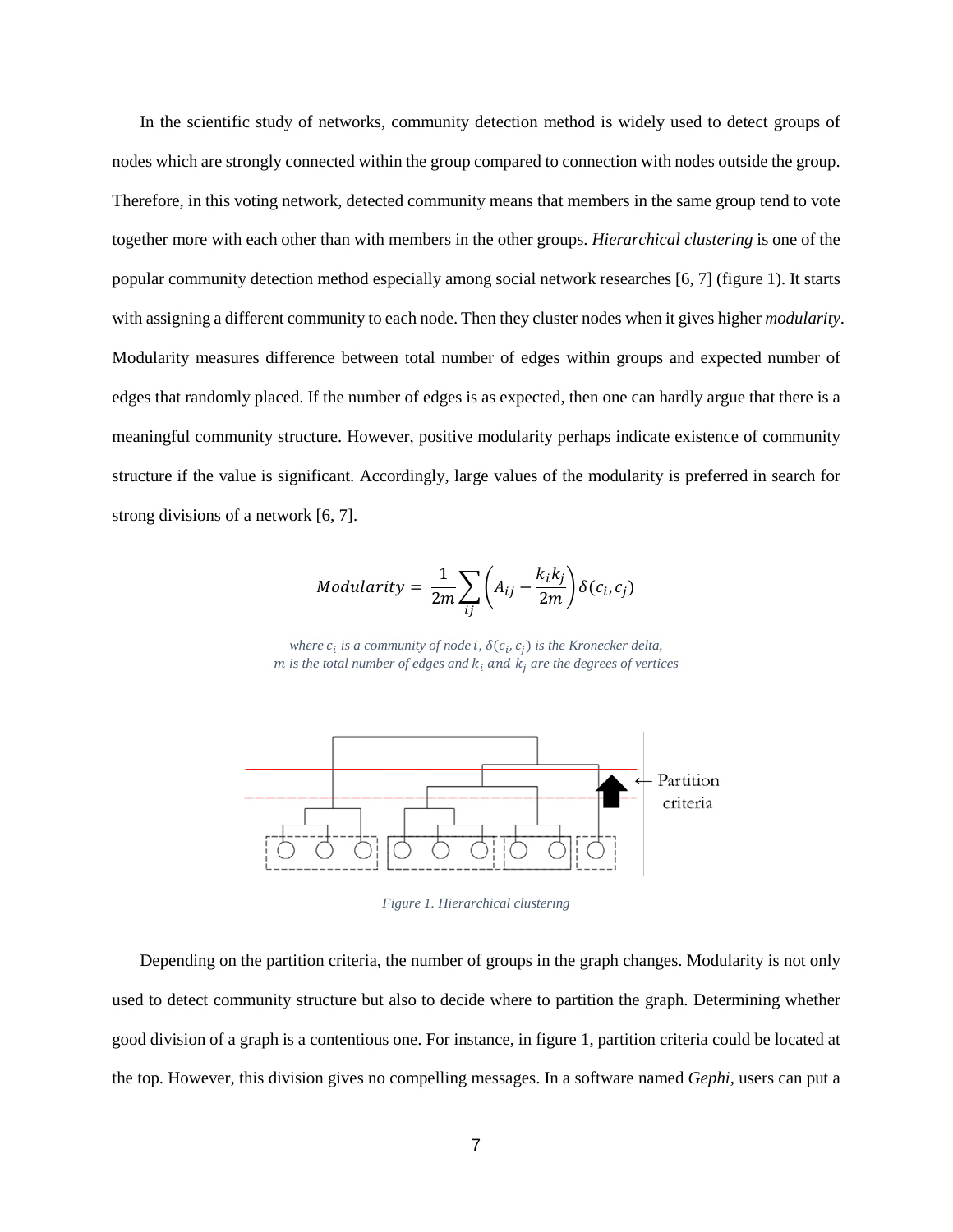In the scientific study of networks, community detection method is widely used to detect groups of nodes which are strongly connected within the group compared to connection with nodes outside the group. Therefore, in this voting network, detected community means that members in the same group tend to vote together more with each other than with members in the other groups. *Hierarchical clustering* is one of the popular community detection method especially among social network researches [6, 7] (figure 1). It starts with assigning a different community to each node. Then they cluster nodes when it gives higher *modularity*. Modularity measures difference between total number of edges within groups and expected number of edges that randomly placed. If the number of edges is as expected, then one can hardly argue that there is a meaningful community structure. However, positive modularity perhaps indicate existence of community structure if the value is significant. Accordingly, large values of the modularity is preferred in search for strong divisions of a network [6, 7].

$$Modularity = \frac{1}{2m}\sum_{ij}\left(A_{ij} - \frac{k_i k_j}{2m}\right)\delta(c_i, c_j)$$

*where $c_i$ is a community of node $i$, $\delta(c_i, c_j)$ is the Kronecker delta, $m$ is the total number of edges and $k_i$ and $k_j$ are the degrees of vertices*

Figure 1. Hierarchical clustering

Depending on the partition criteria, the number of groups in the graph changes. Modularity is not only used to detect community structure but also to decide where to partition the graph. Determining whether good division of a graph is a contentious one. For instance, in figure 1, partition criteria could be located at the top. However, this division gives no compelling messages. In a software named *Gephi*, users can put a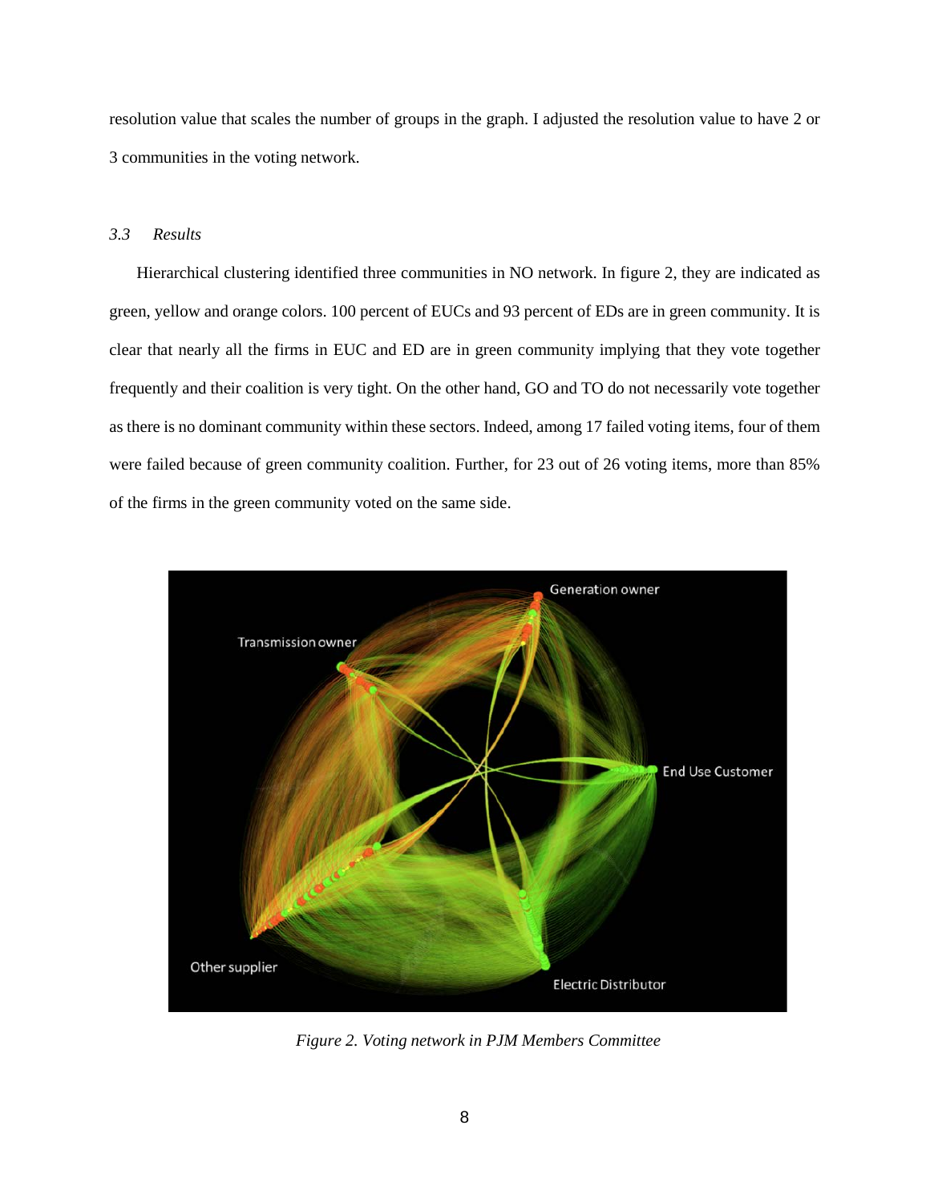resolution value that scales the number of groups in the graph. I adjusted the resolution value to have 2 or 3 communities in the voting network.

### *3.3 Results*

Hierarchical clustering identified three communities in NO network. In figure 2, they are indicated as green, yellow and orange colors. 100 percent of EUCs and 93 percent of EDs are in green community. It is clear that nearly all the firms in EUC and ED are in green community implying that they vote together frequently and their coalition is very tight. On the other hand, GO and TO do not necessarily vote together as there is no dominant community within these sectors. Indeed, among 17 failed voting items, four of them were failed because of green community coalition. Further, for 23 out of 26 voting items, more than 85% of the firms in the green community voted on the same side.

*Figure 2. Voting network in PJM Members Committee*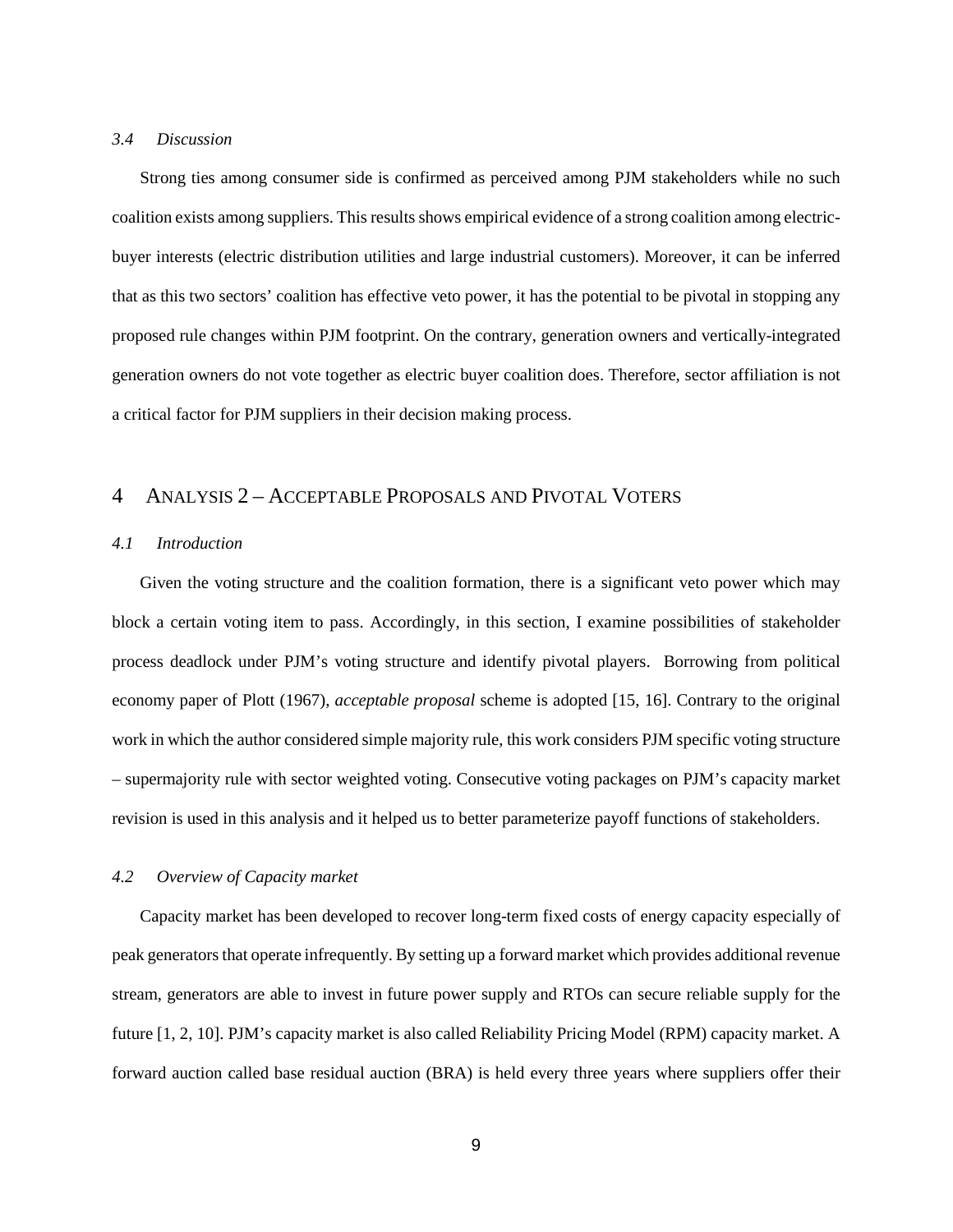### *3.4 Discussion*

Strong ties among consumer side is confirmed as perceived among PJM stakeholders while no such coalition exists among suppliers. This results shows empirical evidence of a strong coalition among electric-buyer interests (electric distribution utilities and large industrial customers). Moreover, it can be inferred that as this two sectors' coalition has effective veto power, it has the potential to be pivotal in stopping any proposed rule changes within PJM footprint. On the contrary, generation owners and vertically-integrated generation owners do not vote together as electric buyer coalition does. Therefore, sector affiliation is not a critical factor for PJM suppliers in their decision making process.

## 4 ANALYSIS 2 – ACCEPTABLE PROPOSALS AND PIVOTAL VOTERS

### *4.1 Introduction*

Given the voting structure and the coalition formation, there is a significant veto power which may block a certain voting item to pass. Accordingly, in this section, I examine possibilities of stakeholder process deadlock under PJM's voting structure and identify pivotal players. Borrowing from political economy paper of Plott (1967), *acceptable proposal* scheme is adopted [15, 16]. Contrary to the original work in which the author considered simple majority rule, this work considers PJM specific voting structure – supermajority rule with sector weighted voting. Consecutive voting packages on PJM's capacity market revision is used in this analysis and it helped us to better parameterize payoff functions of stakeholders.

### *4.2 Overview of Capacity market*

Capacity market has been developed to recover long-term fixed costs of energy capacity especially of peak generators that operate infrequently. By setting up a forward market which provides additional revenue stream, generators are able to invest in future power supply and RTOs can secure reliable supply for the future [1, 2, 10]. PJM's capacity market is also called Reliability Pricing Model (RPM) capacity market. A forward auction called base residual auction (BRA) is held every three years where suppliers offer their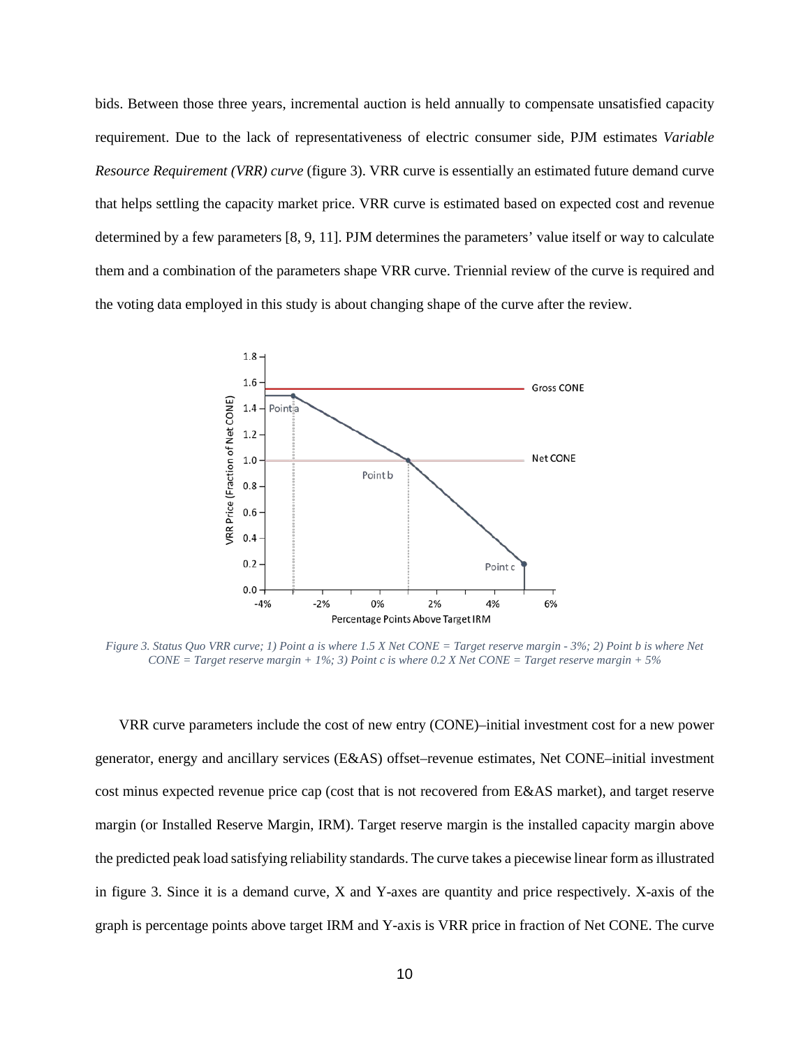bids. Between those three years, incremental auction is held annually to compensate unsatisfied capacity requirement. Due to the lack of representativeness of electric consumer side, PJM estimates *Variable Resource Requirement (VRR) curve* (figure 3). VRR curve is essentially an estimated future demand curve that helps settling the capacity market price. VRR curve is estimated based on expected cost and revenue determined by a few parameters [8, 9, 11]. PJM determines the parameters' value itself or way to calculate them and a combination of the parameters shape VRR curve. Triennial review of the curve is required and the voting data employed in this study is about changing shape of the curve after the review.

*Figure 3. Status Quo VRR curve; 1) Point a is where 1.5 X Net CONE = Target reserve margin - 3%; 2) Point b is where Net CONE = Target reserve margin + 1%; 3) Point c is where 0.2 X Net CONE = Target reserve margin + 5%*

VRR curve parameters include the cost of new entry (CONE)–initial investment cost for a new power generator, energy and ancillary services (E&AS) offset–revenue estimates, Net CONE–initial investment cost minus expected revenue price cap (cost that is not recovered from E&AS market), and target reserve margin (or Installed Reserve Margin, IRM). Target reserve margin is the installed capacity margin above the predicted peak load satisfying reliability standards. The curve takes a piecewise linear form as illustrated in figure 3. Since it is a demand curve, X and Y-axes are quantity and price respectively. X-axis of the graph is percentage points above target IRM and Y-axis is VRR price in fraction of Net CONE. The curve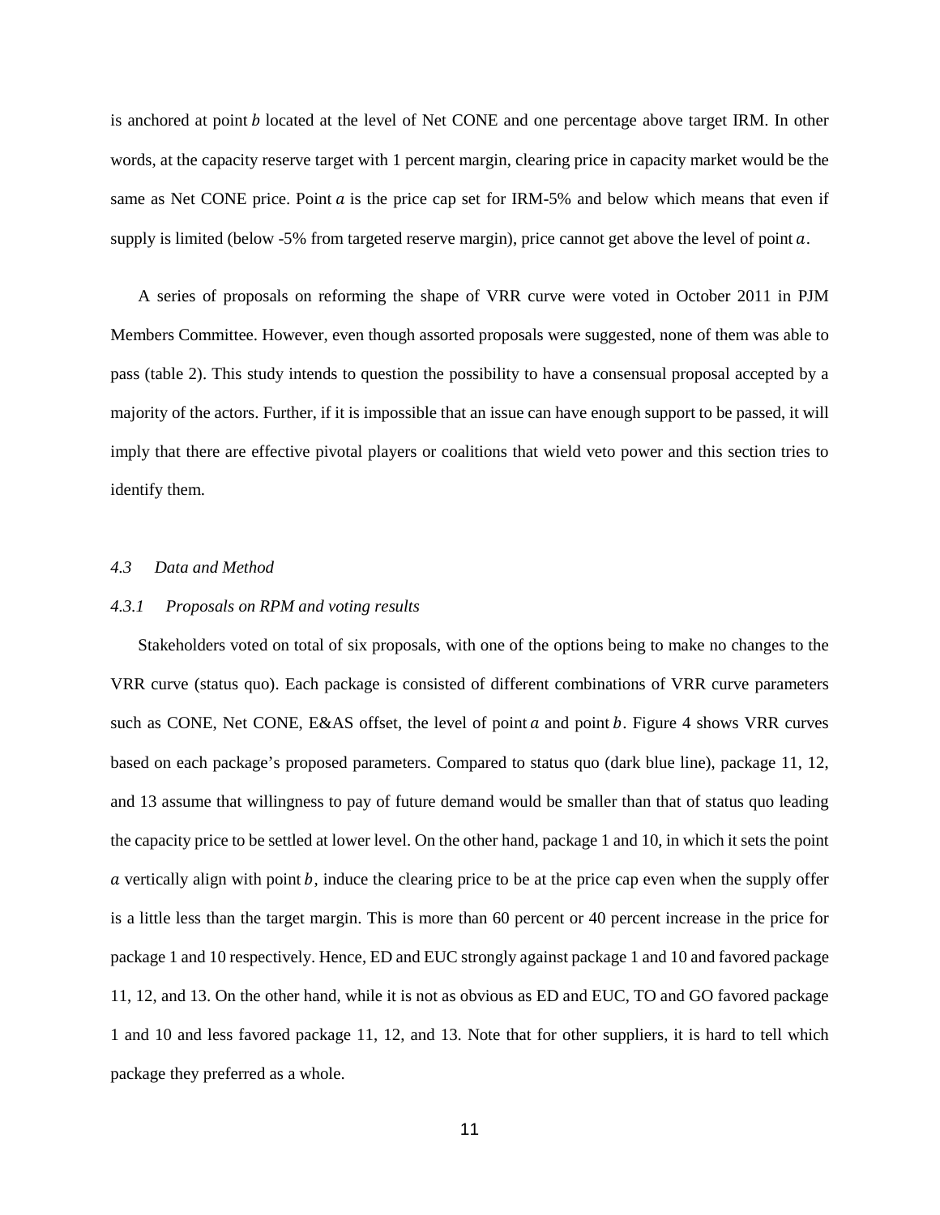is anchored at point $b$ located at the level of Net CONE and one percentage above target IRM. In other words, at the capacity reserve target with 1 percent margin, clearing price in capacity market would be the same as Net CONE price. Point $a$ is the price cap set for IRM-5% and below which means that even if supply is limited (below -5% from targeted reserve margin), price cannot get above the level of point $a$.

A series of proposals on reforming the shape of VRR curve were voted in October 2011 in PJM Members Committee. However, even though assorted proposals were suggested, none of them was able to pass (table 2). This study intends to question the possibility to have a consensual proposal accepted by a majority of the actors. Further, if it is impossible that an issue can have enough support to be passed, it will imply that there are effective pivotal players or coalitions that wield veto power and this section tries to identify them.

### *4.3 Data and Method*

#### *4.3.1 Proposals on RPM and voting results*

Stakeholders voted on total of six proposals, with one of the options being to make no changes to the VRR curve (status quo). Each package is consisted of different combinations of VRR curve parameters such as CONE, Net CONE, E&AS offset, the level of point $a$ and point $b$. Figure 4 shows VRR curves based on each package's proposed parameters. Compared to status quo (dark blue line), package 11, 12, and 13 assume that willingness to pay of future demand would be smaller than that of status quo leading the capacity price to be settled at lower level. On the other hand, package 1 and 10, in which it sets the point $a$ vertically align with point $b$, induce the clearing price to be at the price cap even when the supply offer is a little less than the target margin. This is more than 60 percent or 40 percent increase in the price for package 1 and 10 respectively. Hence, ED and EUC strongly against package 1 and 10 and favored package 11, 12, and 13. On the other hand, while it is not as obvious as ED and EUC, TO and GO favored package 1 and 10 and less favored package 11, 12, and 13. Note that for other suppliers, it is hard to tell which package they preferred as a whole.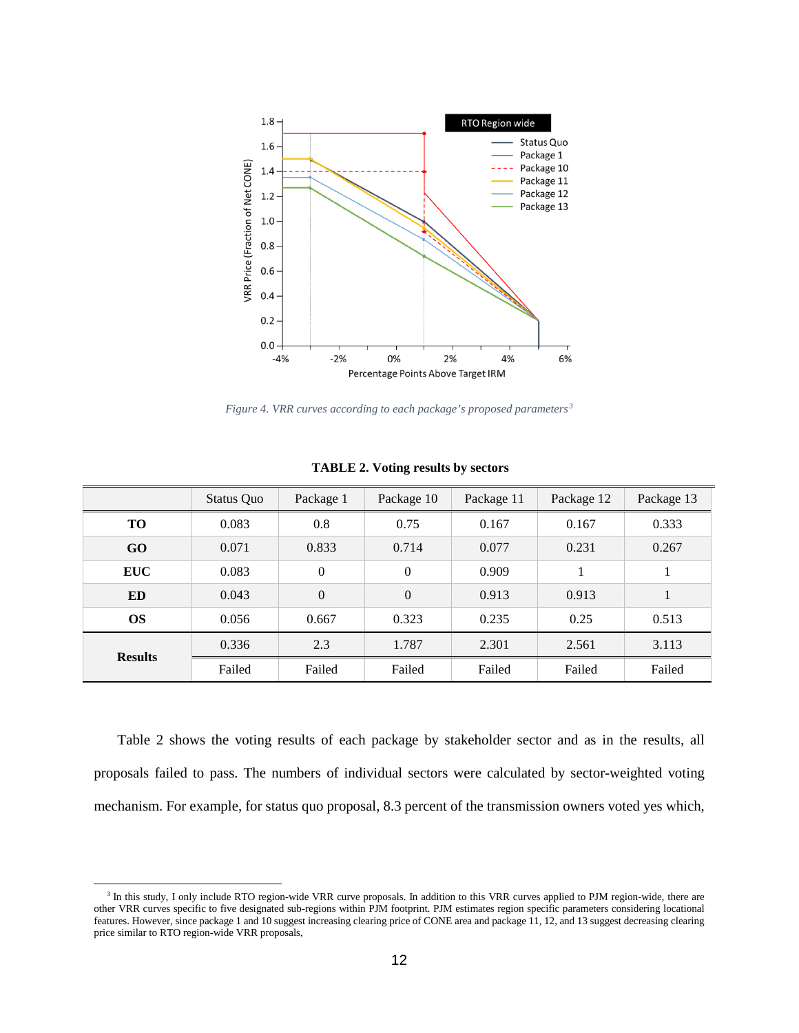*Figure 4. VRR curves according to each package's proposed parameters*[3]

**TABLE 2. Voting results by sectors**

| | Status Quo | Package 1 | Package 10 | Package 11 | Package 12 | Package 13 |
|---|---|---|---|---|---|---|
| **TO** | 0.083 | 0.8 | 0.75 | 0.167 | 0.167 | 0.333 |
| **GO** | 0.071 | 0.833 | 0.714 | 0.077 | 0.231 | 0.267 |
| **EUC** | 0.083 | 0 | 0 | 0.909 | 1 | 1 |
| **ED** | 0.043 | 0 | 0 | 0.913 | 0.913 | 1 |
| **OS** | 0.056 | 0.667 | 0.323 | 0.235 | 0.25 | 0.513 |
| **Results** | 0.336 | 2.3 | 1.787 | 2.301 | 2.561 | 3.113 |
| | Failed | Failed | Failed | Failed | Failed | Failed |

Table 2 shows the voting results of each package by stakeholder sector and as in the results, all proposals failed to pass. The numbers of individual sectors were calculated by sector-weighted voting mechanism. For example, for status quo proposal, 8.3 percent of the transmission owners voted yes which,

[3] In this study, I only include RTO region-wide VRR curve proposals. In addition to this VRR curves applied to PJM region-wide, there are other VRR curves specific to five designated sub-regions within PJM footprint. PJM estimates region specific parameters considering locational features. However, since package 1 and 10 suggest increasing clearing price of CONE area and package 11, 12, and 13 suggest decreasing clearing price similar to RTO region-wide VRR proposals,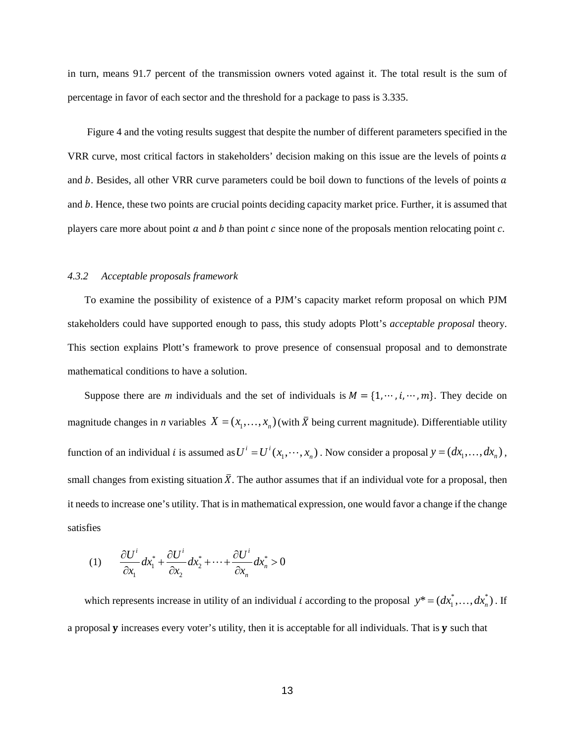in turn, means 91.7 percent of the transmission owners voted against it. The total result is the sum of percentage in favor of each sector and the threshold for a package to pass is 3.335.

Figure 4 and the voting results suggest that despite the number of different parameters specified in the VRR curve, most critical factors in stakeholders' decision making on this issue are the levels of points $a$ and $b$. Besides, all other VRR curve parameters could be boil down to functions of the levels of points $a$ and $b$. Hence, these two points are crucial points deciding capacity market price. Further, it is assumed that players care more about point $a$ and $b$ than point $c$ since none of the proposals mention relocating point $c$.

#### 4.3.2 Acceptable proposals framework

To examine the possibility of existence of a PJM's capacity market reform proposal on which PJM stakeholders could have supported enough to pass, this study adopts Plott's *acceptable proposal* theory. This section explains Plott's framework to prove presence of consensual proposal and to demonstrate mathematical conditions to have a solution.

Suppose there are *m* individuals and the set of individuals is $M = \{1, \cdots, i, \cdots, m\}$. They decide on magnitude changes in *n* variables $X = (x_1, \ldots, x_n)$ (with $\bar{X}$ being current magnitude). Differentiable utility function of an individual $i$ is assumed as $U^i = U^i(x_1, \cdots, x_n)$. Now consider a proposal $y = (dx_1, \ldots, dx_n)$, small changes from existing situation $\bar{X}$. The author assumes that if an individual vote for a proposal, then it needs to increase one's utility. That is in mathematical expression, one would favor a change if the change satisfies

$$(1) \qquad \frac{\partial U^i}{\partial x_1} dx_1^* + \frac{\partial U^i}{\partial x_2} dx_2^* + \cdots + \frac{\partial U^i}{\partial x_n} dx_n^* > 0$$

which represents increase in utility of an individual $i$ according to the proposal $y^* = (dx_1^*, \ldots, dx_n^*)$. If a proposal $\mathbf{y}$ increases every voter's utility, then it is acceptable for all individuals. That is $\mathbf{y}$ such that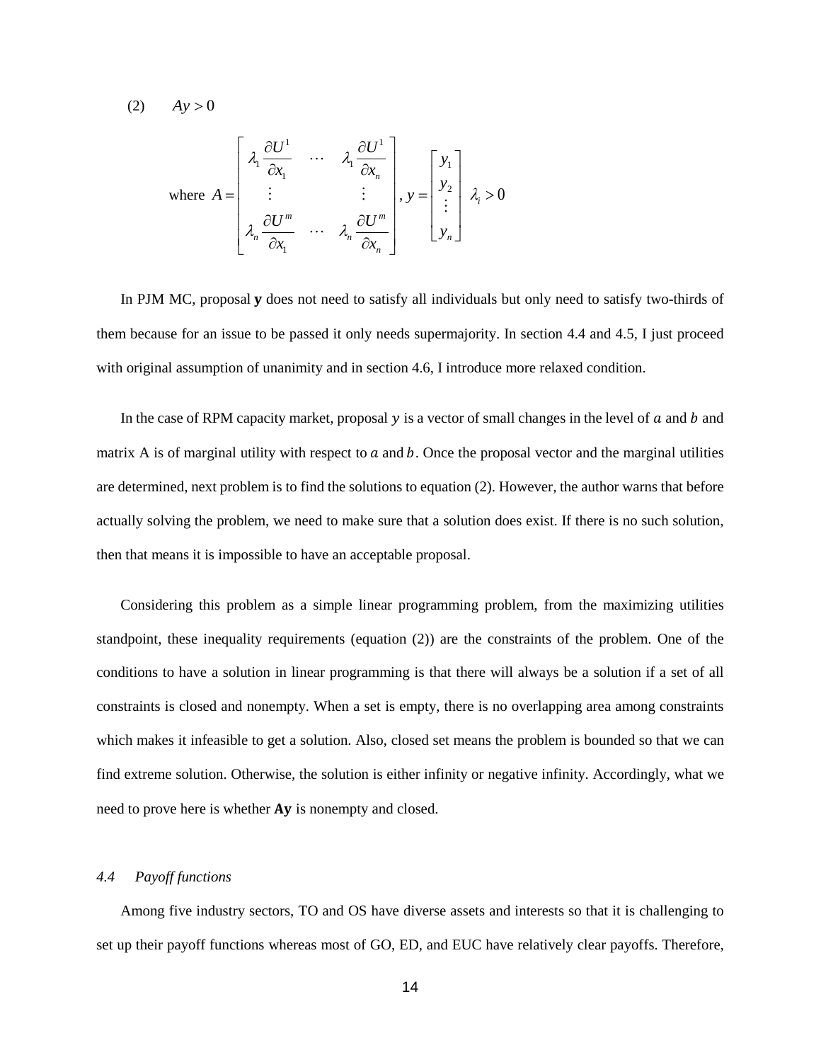$$(2) \qquad Ay > 0$$

$$\text{where } A = \begin{bmatrix} \lambda_1 \dfrac{\partial U^1}{\partial x_1} & \cdots & \lambda_1 \dfrac{\partial U^1}{\partial x_n} \\ \vdots & & \vdots \\ \lambda_n \dfrac{\partial U^m}{\partial x_1} & \cdots & \lambda_n \dfrac{\partial U^m}{\partial x_n} \end{bmatrix}, y = \begin{bmatrix} y_1 \\ y_2 \\ \vdots \\ y_n \end{bmatrix} \; \lambda_i > 0$$

In PJM MC, proposal **y** does not need to satisfy all individuals but only need to satisfy two-thirds of them because for an issue to be passed it only needs supermajority. In section 4.4 and 4.5, I just proceed with original assumption of unanimity and in section 4.6, I introduce more relaxed condition.

In the case of RPM capacity market, proposal $y$ is a vector of small changes in the level of $a$ and $b$ and matrix A is of marginal utility with respect to $a$ and $b$. Once the proposal vector and the marginal utilities are determined, next problem is to find the solutions to equation (2). However, the author warns that before actually solving the problem, we need to make sure that a solution does exist. If there is no such solution, then that means it is impossible to have an acceptable proposal.

Considering this problem as a simple linear programming problem, from the maximizing utilities standpoint, these inequality requirements (equation (2)) are the constraints of the problem. One of the conditions to have a solution in linear programming is that there will always be a solution if a set of all constraints is closed and nonempty. When a set is empty, there is no overlapping area among constraints which makes it infeasible to get a solution. Also, closed set means the problem is bounded so that we can find extreme solution. Otherwise, the solution is either infinity or negative infinity. Accordingly, what we need to prove here is whether **Ay** is nonempty and closed.

### *4.4 Payoff functions*

Among five industry sectors, TO and OS have diverse assets and interests so that it is challenging to set up their payoff functions whereas most of GO, ED, and EUC have relatively clear payoffs. Therefore,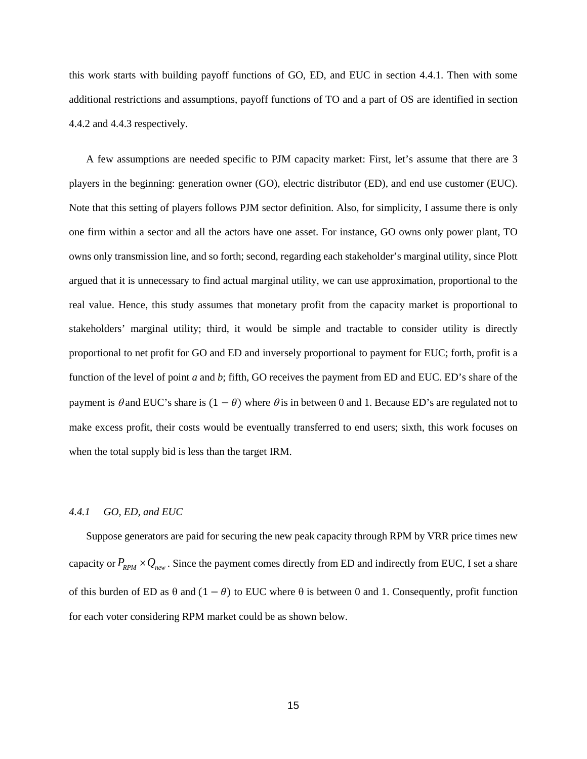this work starts with building payoff functions of GO, ED, and EUC in section 4.4.1. Then with some additional restrictions and assumptions, payoff functions of TO and a part of OS are identified in section 4.4.2 and 4.4.3 respectively.

A few assumptions are needed specific to PJM capacity market: First, let's assume that there are 3 players in the beginning: generation owner (GO), electric distributor (ED), and end use customer (EUC). Note that this setting of players follows PJM sector definition. Also, for simplicity, I assume there is only one firm within a sector and all the actors have one asset. For instance, GO owns only power plant, TO owns only transmission line, and so forth; second, regarding each stakeholder's marginal utility, since Plott argued that it is unnecessary to find actual marginal utility, we can use approximation, proportional to the real value. Hence, this study assumes that monetary profit from the capacity market is proportional to stakeholders' marginal utility; third, it would be simple and tractable to consider utility is directly proportional to net profit for GO and ED and inversely proportional to payment for EUC; forth, profit is a function of the level of point *a* and *b*; fifth, GO receives the payment from ED and EUC. ED's share of the payment is $\theta$ and EUC's share is $(1-\theta)$ where $\theta$ is in between 0 and 1. Because ED's are regulated not to make excess profit, their costs would be eventually transferred to end users; sixth, this work focuses on when the total supply bid is less than the target IRM.

### *4.4.1 GO, ED, and EUC*

Suppose generators are paid for securing the new peak capacity through RPM by VRR price times new capacity or $P_{RPM} \times Q_{new}$. Since the payment comes directly from ED and indirectly from EUC, I set a share of this burden of ED as $\theta$ and $(1-\theta)$ to EUC where $\theta$ is between 0 and 1. Consequently, profit function for each voter considering RPM market could be as shown below.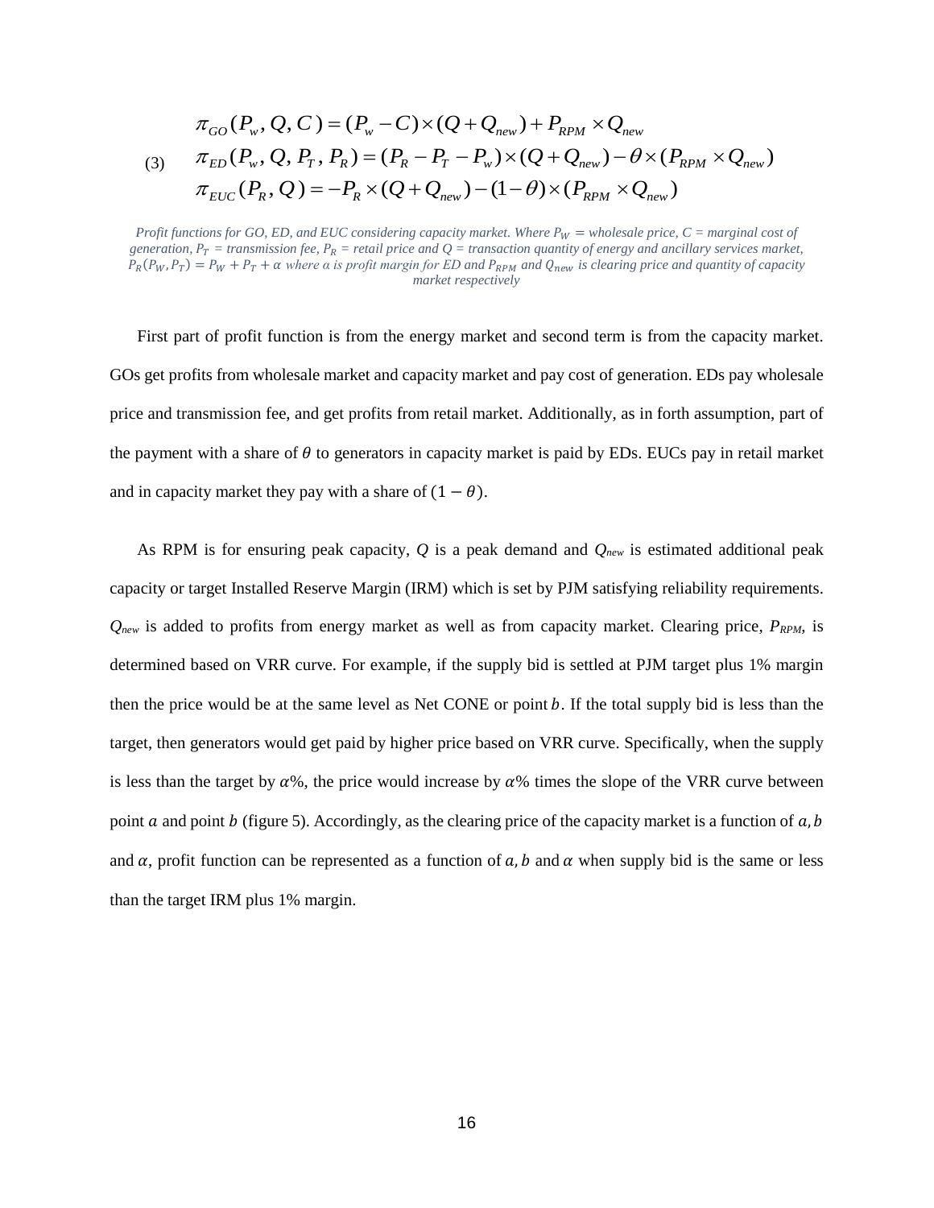$$
\begin{aligned}
&\pi_{GO}(P_w, Q, C) = (P_w - C)\times(Q + Q_{new}) + P_{RPM}\times Q_{new} \\
(3)\quad &\pi_{ED}(P_w, Q, P_T, P_R) = (P_R - P_T - P_w)\times(Q + Q_{new}) - \theta\times(P_{RPM}\times Q_{new}) \\
&\pi_{EUC}(P_R, Q) = -P_R\times(Q + Q_{new}) - (1-\theta)\times(P_{RPM}\times Q_{new})
\end{aligned}
$$

*Profit functions for GO, ED, and EUC considering capacity market. Where $P_W$ = wholesale price, C = marginal cost of generation, $P_T$ = transmission fee, $P_R$ = retail price and Q = transaction quantity of energy and ancillary services market, $P_R(P_W, P_T) = P_W + P_T + \alpha$ where $\alpha$ is profit margin for ED and $P_{RPM}$ and $Q_{new}$ is clearing price and quantity of capacity market respectively*

First part of profit function is from the energy market and second term is from the capacity market. GOs get profits from wholesale market and capacity market and pay cost of generation. EDs pay wholesale price and transmission fee, and get profits from retail market. Additionally, as in forth assumption, part of the payment with a share of $\theta$ to generators in capacity market is paid by EDs. EUCs pay in retail market and in capacity market they pay with a share of $(1-\theta)$.

As RPM is for ensuring peak capacity, $Q$ is a peak demand and $Q_{new}$ is estimated additional peak capacity or target Installed Reserve Margin (IRM) which is set by PJM satisfying reliability requirements. $Q_{new}$ is added to profits from energy market as well as from capacity market. Clearing price, $P_{RPM}$, is determined based on VRR curve. For example, if the supply bid is settled at PJM target plus 1% margin then the price would be at the same level as Net CONE or point $b$. If the total supply bid is less than the target, then generators would get paid by higher price based on VRR curve. Specifically, when the supply is less than the target by $\alpha$%, the price would increase by $\alpha$% times the slope of the VRR curve between point $a$ and point $b$ (figure 5). Accordingly, as the clearing price of the capacity market is a function of $a, b$ and $\alpha$, profit function can be represented as a function of $a, b$ and $\alpha$ when supply bid is the same or less than the target IRM plus 1% margin.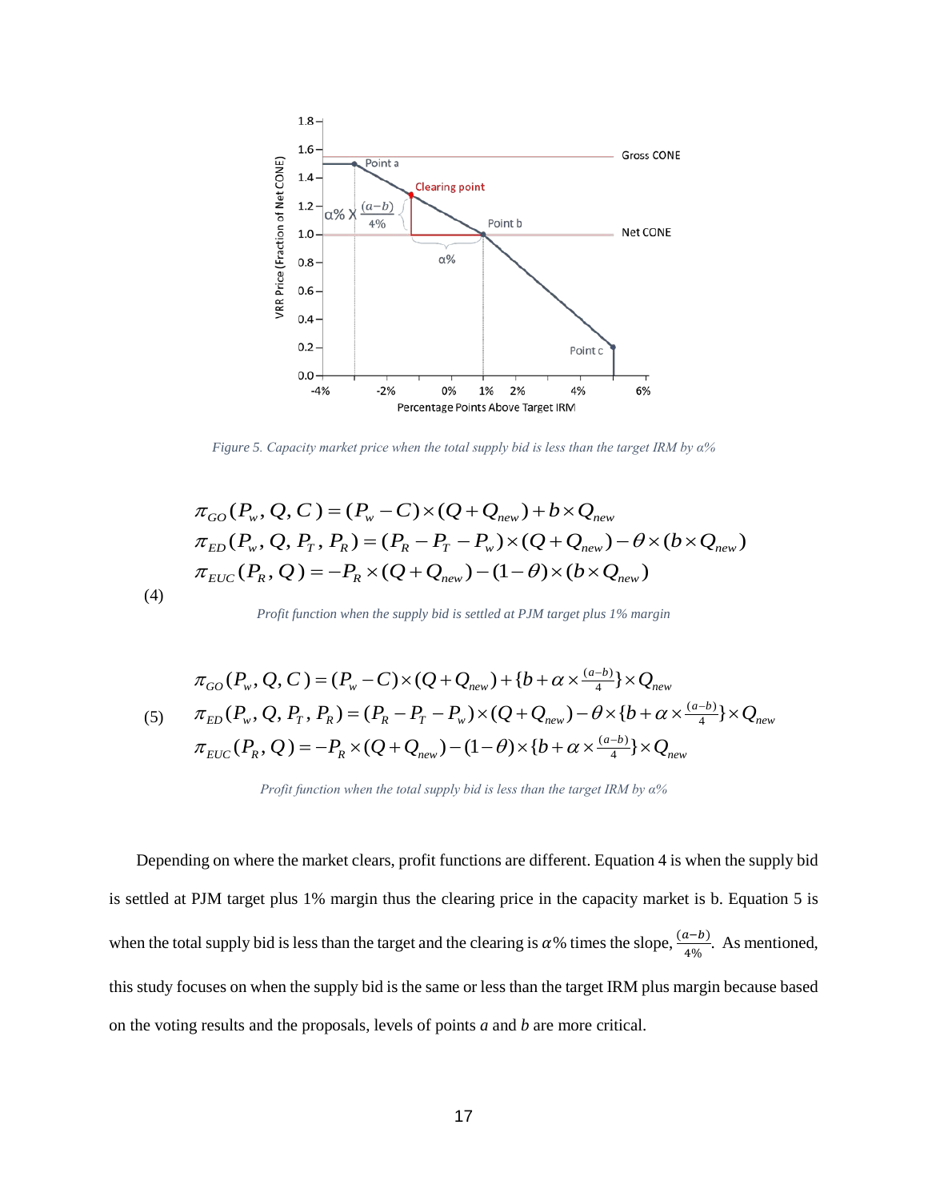*Figure 5. Capacity market price when the total supply bid is less than the target IRM by α%*

$$
\begin{aligned}
\pi_{GO}(P_w, Q, C) &= (P_w - C)\times(Q + Q_{new}) + b \times Q_{new} \\
\pi_{ED}(P_w, Q, P_T, P_R) &= (P_R - P_T - P_w)\times(Q + Q_{new}) - \theta \times (b \times Q_{new}) \\
\pi_{EUC}(P_R, Q) &= -P_R \times (Q + Q_{new}) - (1-\theta)\times(b \times Q_{new})
\end{aligned} \tag{4}
$$

*Profit function when the supply bid is settled at PJM target plus 1% margin*

$$
\begin{aligned}
\pi_{GO}(P_w, Q, C) &= (P_w - C)\times(Q + Q_{new}) + \{b + \alpha \times \tfrac{(a-b)}{4}\}\times Q_{new} \\
\pi_{ED}(P_w, Q, P_T, P_R) &= (P_R - P_T - P_w)\times(Q + Q_{new}) - \theta \times \{b + \alpha \times \tfrac{(a-b)}{4}\}\times Q_{new} \\
\pi_{EUC}(P_R, Q) &= -P_R \times (Q + Q_{new}) - (1-\theta)\times\{b + \alpha \times \tfrac{(a-b)}{4}\}\times Q_{new}
\end{aligned} \tag{5}
$$

*Profit function when the total supply bid is less than the target IRM by α%*

Depending on where the market clears, profit functions are different. Equation 4 is when the supply bid is settled at PJM target plus 1% margin thus the clearing price in the capacity market is b. Equation 5 is when the total supply bid is less than the target and the clearing is $\alpha$% times the slope, $\frac{(a-b)}{4\%}$. As mentioned, this study focuses on when the supply bid is the same or less than the target IRM plus margin because based on the voting results and the proposals, levels of points *a* and *b* are more critical.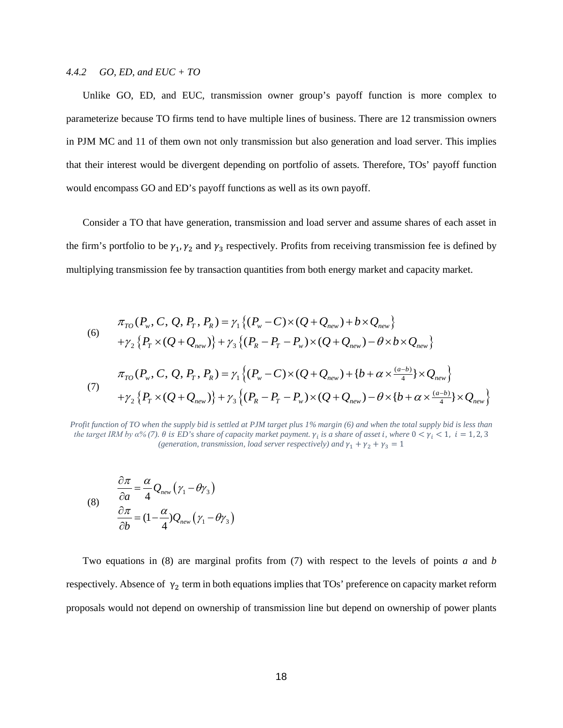#### 4.4.2 GO, ED, and EUC + TO

Unlike GO, ED, and EUC, transmission owner group's payoff function is more complex to parameterize because TO firms tend to have multiple lines of business. There are 12 transmission owners in PJM MC and 11 of them own not only transmission but also generation and load server. This implies that their interest would be divergent depending on portfolio of assets. Therefore, TOs' payoff function would encompass GO and ED's payoff functions as well as its own payoff.

Consider a TO that have generation, transmission and load server and assume shares of each asset in the firm's portfolio to be $\gamma_1, \gamma_2$ and $\gamma_3$ respectively. Profits from receiving transmission fee is defined by multiplying transmission fee by transaction quantities from both energy market and capacity market.

$$
\begin{aligned}
(6) \quad & \pi_{TO}(P_w, C, Q, P_T, P_R) = \gamma_1 \left\{ (P_w - C) \times (Q + Q_{new}) + b \times Q_{new} \right\} \\
& + \gamma_2 \left\{ P_T \times (Q + Q_{new}) \right\} + \gamma_3 \left\{ (P_R - P_T - P_w) \times (Q + Q_{new}) - \theta \times b \times Q_{new} \right\}
\end{aligned}
$$

$$
\begin{aligned}
(7) \quad & \pi_{TO}(P_w, C, Q, P_T, P_R) = \gamma_1 \left\{ (P_w - C) \times (Q + Q_{new}) + \{b + \alpha \times \tfrac{(a-b)}{4}\} \times Q_{new} \right\} \\
& + \gamma_2 \left\{ P_T \times (Q + Q_{new}) \right\} + \gamma_3 \left\{ (P_R - P_T - P_w) \times (Q + Q_{new}) - \theta \times \{b + \alpha \times \tfrac{(a-b)}{4}\} \times Q_{new} \right\}
\end{aligned}
$$

*Profit function of TO when the supply bid is settled at PJM target plus 1% margin (6) and when the total supply bid is less than the target IRM by α% (7). θ is ED's share of capacity market payment. $\gamma_i$ is a share of asset $i$, where $0 < \gamma_i < 1,\ i = 1, 2, 3$ (generation, transmission, load server respectively) and $\gamma_1 + \gamma_2 + \gamma_3 = 1$*

$$
\begin{aligned}
(8) \quad & \frac{\partial \pi}{\partial a} = \frac{\alpha}{4} Q_{new} \left( \gamma_1 - \theta \gamma_3 \right) \\
& \frac{\partial \pi}{\partial b} = (1 - \frac{\alpha}{4}) Q_{new} \left( \gamma_1 - \theta \gamma_3 \right)
\end{aligned}
$$

Two equations in (8) are marginal profits from (7) with respect to the levels of points *a* and *b* respectively. Absence of $\gamma_2$ term in both equations implies that TOs' preference on capacity market reform proposals would not depend on ownership of transmission line but depend on ownership of power plants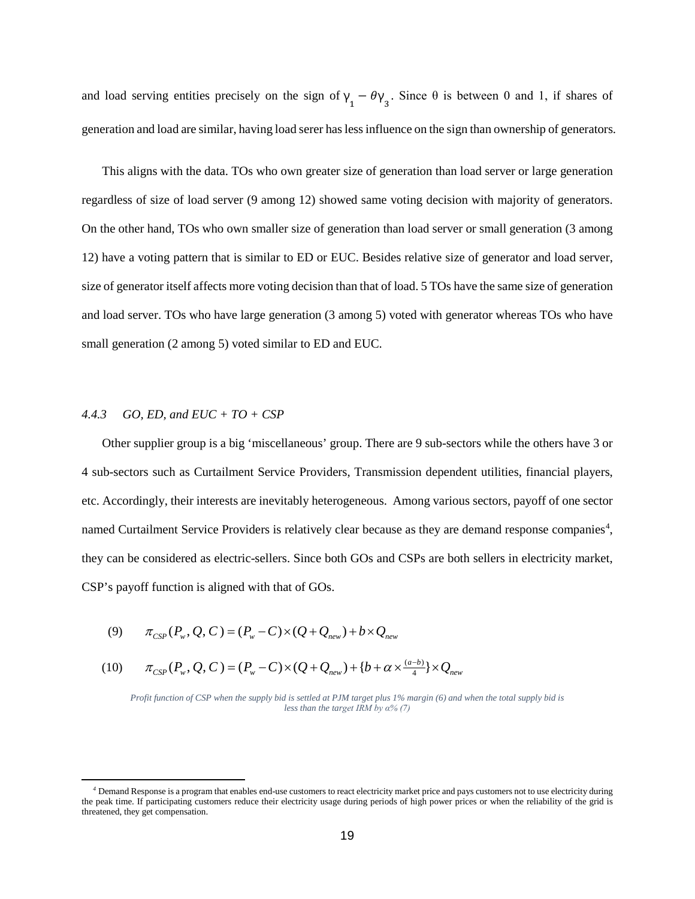and load serving entities precisely on the sign of $\gamma_1 - \theta\gamma_3$. Since θ is between 0 and 1, if shares of generation and load are similar, having load serer has less influence on the sign than ownership of generators.

This aligns with the data. TOs who own greater size of generation than load server or large generation regardless of size of load server (9 among 12) showed same voting decision with majority of generators. On the other hand, TOs who own smaller size of generation than load server or small generation (3 among 12) have a voting pattern that is similar to ED or EUC. Besides relative size of generator and load server, size of generator itself affects more voting decision than that of load. 5 TOs have the same size of generation and load server. TOs who have large generation (3 among 5) voted with generator whereas TOs who have small generation (2 among 5) voted similar to ED and EUC.

#### *4.4.3 GO, ED, and EUC + TO + CSP*

Other supplier group is a big 'miscellaneous' group. There are 9 sub-sectors while the others have 3 or 4 sub-sectors such as Curtailment Service Providers, Transmission dependent utilities, financial players, etc. Accordingly, their interests are inevitably heterogeneous. Among various sectors, payoff of one sector named Curtailment Service Providers is relatively clear because as they are demand response companies[4], they can be considered as electric-sellers. Since both GOs and CSPs are both sellers in electricity market, CSP's payoff function is aligned with that of GOs.

$$(9) \qquad \pi_{CSP}(P_w, Q, C) = (P_w - C) \times (Q + Q_{new}) + b \times Q_{new}$$

$$(10) \qquad \pi_{CSP}(P_w, Q, C) = (P_w - C) \times (Q + Q_{new}) + \{b + \alpha \times \tfrac{(a-b)}{4}\} \times Q_{new}$$

*Profit function of CSP when the supply bid is settled at PJM target plus 1% margin (6) and when the total supply bid is less than the target IRM by α% (7)*

[4] Demand Response is a program that enables end-use customers to react electricity market price and pays customers not to use electricity during the peak time. If participating customers reduce their electricity usage during periods of high power prices or when the reliability of the grid is threatened, they get compensation.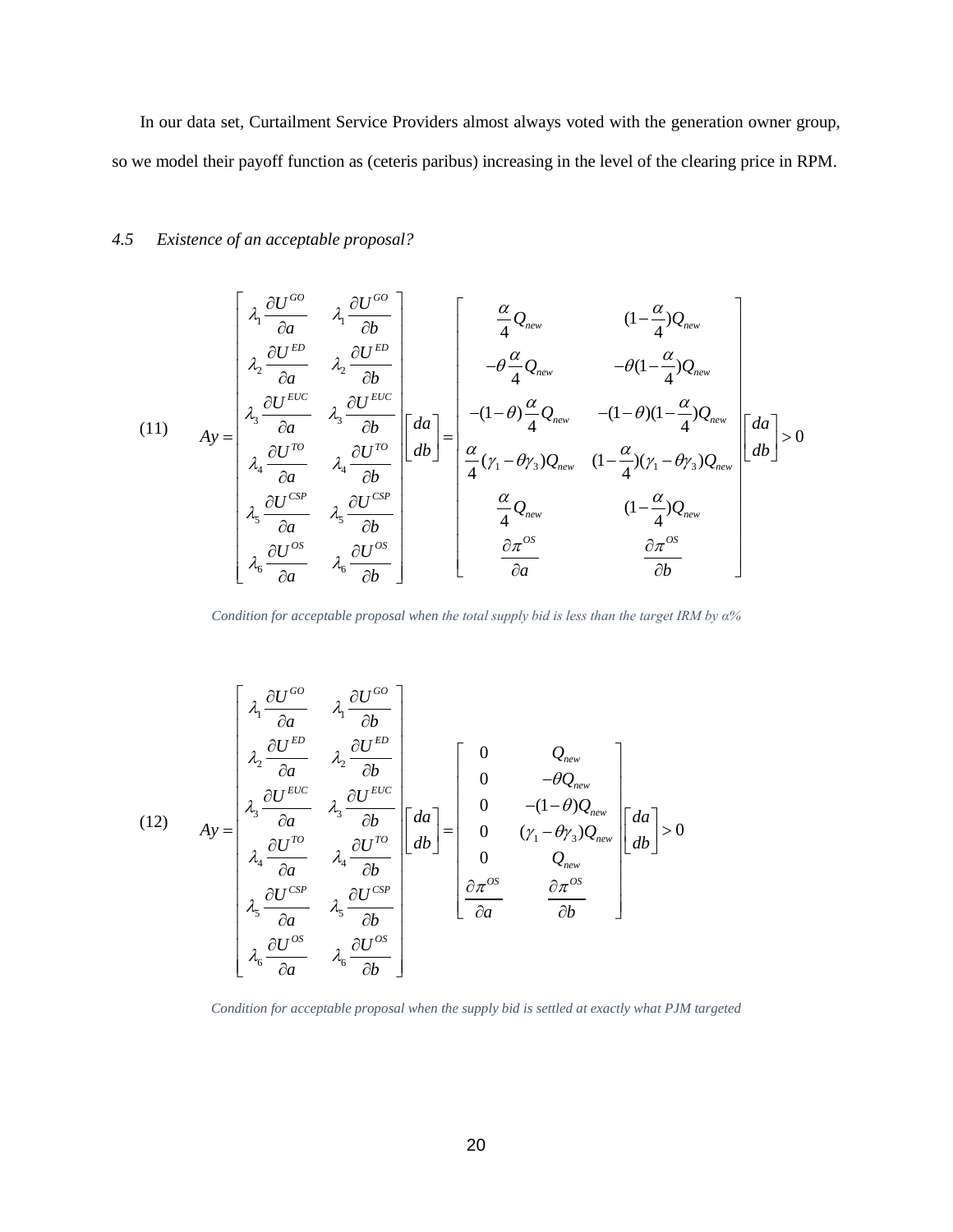In our data set, Curtailment Service Providers almost always voted with the generation owner group, so we model their payoff function as (ceteris paribus) increasing in the level of the clearing price in RPM.

### *4.5 Existence of an acceptable proposal?*

$$
(11) \quad Ay = \begin{bmatrix} \lambda_1 \dfrac{\partial U^{GO}}{\partial a} & \lambda_1 \dfrac{\partial U^{GO}}{\partial b} \\ \lambda_2 \dfrac{\partial U^{ED}}{\partial a} & \lambda_2 \dfrac{\partial U^{ED}}{\partial b} \\ \lambda_3 \dfrac{\partial U^{EUC}}{\partial a} & \lambda_3 \dfrac{\partial U^{EUC}}{\partial b} \\ \lambda_4 \dfrac{\partial U^{TO}}{\partial a} & \lambda_4 \dfrac{\partial U^{TO}}{\partial b} \\ \lambda_5 \dfrac{\partial U^{CSP}}{\partial a} & \lambda_5 \dfrac{\partial U^{CSP}}{\partial b} \\ \lambda_6 \dfrac{\partial U^{OS}}{\partial a} & \lambda_6 \dfrac{\partial U^{OS}}{\partial b} \end{bmatrix} \begin{bmatrix} da \\ db \end{bmatrix} = \begin{bmatrix} \dfrac{\alpha}{4} Q_{new} & (1-\dfrac{\alpha}{4}) Q_{new} \\ -\theta \dfrac{\alpha}{4} Q_{new} & -\theta(1-\dfrac{\alpha}{4}) Q_{new} \\ -(1-\theta)\dfrac{\alpha}{4} Q_{new} & -(1-\theta)(1-\dfrac{\alpha}{4}) Q_{new} \\ \dfrac{\alpha}{4}(\gamma_1 - \theta\gamma_3) Q_{new} & (1-\dfrac{\alpha}{4})(\gamma_1 - \theta\gamma_3) Q_{new} \\ \dfrac{\alpha}{4} Q_{new} & (1-\dfrac{\alpha}{4}) Q_{new} \\ \dfrac{\partial \pi^{OS}}{\partial a} & \dfrac{\partial \pi^{OS}}{\partial b} \end{bmatrix} \begin{bmatrix} da \\ db \end{bmatrix} > 0
$$

*Condition for acceptable proposal when the total supply bid is less than the target IRM by α%*

$$
(12) \quad Ay = \begin{bmatrix} \lambda_1 \dfrac{\partial U^{GO}}{\partial a} & \lambda_1 \dfrac{\partial U^{GO}}{\partial b} \\ \lambda_2 \dfrac{\partial U^{ED}}{\partial a} & \lambda_2 \dfrac{\partial U^{ED}}{\partial b} \\ \lambda_3 \dfrac{\partial U^{EUC}}{\partial a} & \lambda_3 \dfrac{\partial U^{EUC}}{\partial b} \\ \lambda_4 \dfrac{\partial U^{TO}}{\partial a} & \lambda_4 \dfrac{\partial U^{TO}}{\partial b} \\ \lambda_5 \dfrac{\partial U^{CSP}}{\partial a} & \lambda_5 \dfrac{\partial U^{CSP}}{\partial b} \\ \lambda_6 \dfrac{\partial U^{OS}}{\partial a} & \lambda_6 \dfrac{\partial U^{OS}}{\partial b} \end{bmatrix} \begin{bmatrix} da \\ db \end{bmatrix} = \begin{bmatrix} 0 & Q_{new} \\ 0 & -\theta Q_{new} \\ 0 & -(1-\theta) Q_{new} \\ 0 & (\gamma_1 - \theta\gamma_3) Q_{new} \\ 0 & Q_{new} \\ \dfrac{\partial \pi^{OS}}{\partial a} & \dfrac{\partial \pi^{OS}}{\partial b} \end{bmatrix} \begin{bmatrix} da \\ db \end{bmatrix} > 0
$$

*Condition for acceptable proposal when the supply bid is settled at exactly what PJM targeted*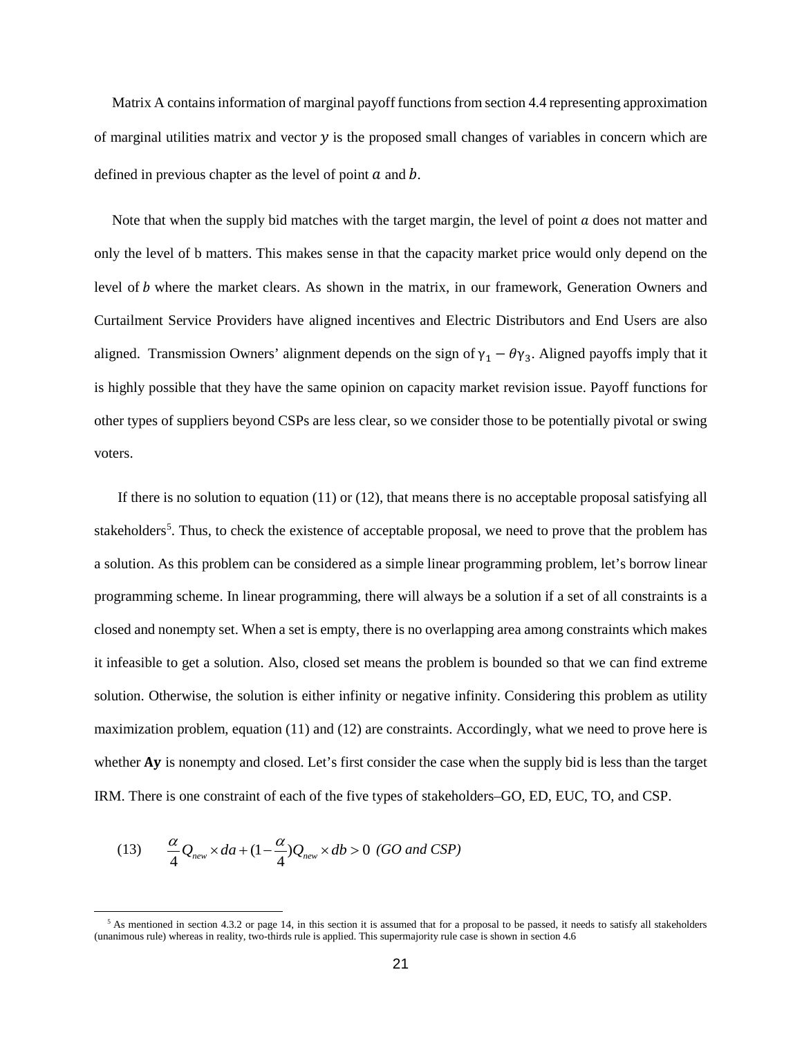Matrix A contains information of marginal payoff functions from section 4.4 representing approximation of marginal utilities matrix and vector $y$ is the proposed small changes of variables in concern which are defined in previous chapter as the level of point $a$ and $b$.

Note that when the supply bid matches with the target margin, the level of point $a$ does not matter and only the level of b matters. This makes sense in that the capacity market price would only depend on the level of $b$ where the market clears. As shown in the matrix, in our framework, Generation Owners and Curtailment Service Providers have aligned incentives and Electric Distributors and End Users are also aligned. Transmission Owners' alignment depends on the sign of $\gamma_1 - \theta\gamma_3$. Aligned payoffs imply that it is highly possible that they have the same opinion on capacity market revision issue. Payoff functions for other types of suppliers beyond CSPs are less clear, so we consider those to be potentially pivotal or swing voters.

If there is no solution to equation (11) or (12), that means there is no acceptable proposal satisfying all stakeholders[5]. Thus, to check the existence of acceptable proposal, we need to prove that the problem has a solution. As this problem can be considered as a simple linear programming problem, let's borrow linear programming scheme. In linear programming, there will always be a solution if a set of all constraints is a closed and nonempty set. When a set is empty, there is no overlapping area among constraints which makes it infeasible to get a solution. Also, closed set means the problem is bounded so that we can find extreme solution. Otherwise, the solution is either infinity or negative infinity. Considering this problem as utility maximization problem, equation (11) and (12) are constraints. Accordingly, what we need to prove here is whether **Ay** is nonempty and closed. Let's first consider the case when the supply bid is less than the target IRM. There is one constraint of each of the five types of stakeholders–GO, ED, EUC, TO, and CSP.

$$\text{(13)} \qquad \frac{\alpha}{4} Q_{new} \times da + \left(1 - \frac{\alpha}{4}\right) Q_{new} \times db > 0 \quad \textit{(GO and CSP)}$$

[5] As mentioned in section 4.3.2 or page 14, in this section it is assumed that for a proposal to be passed, it needs to satisfy all stakeholders (unanimous rule) whereas in reality, two-thirds rule is applied. This supermajority rule case is shown in section 4.6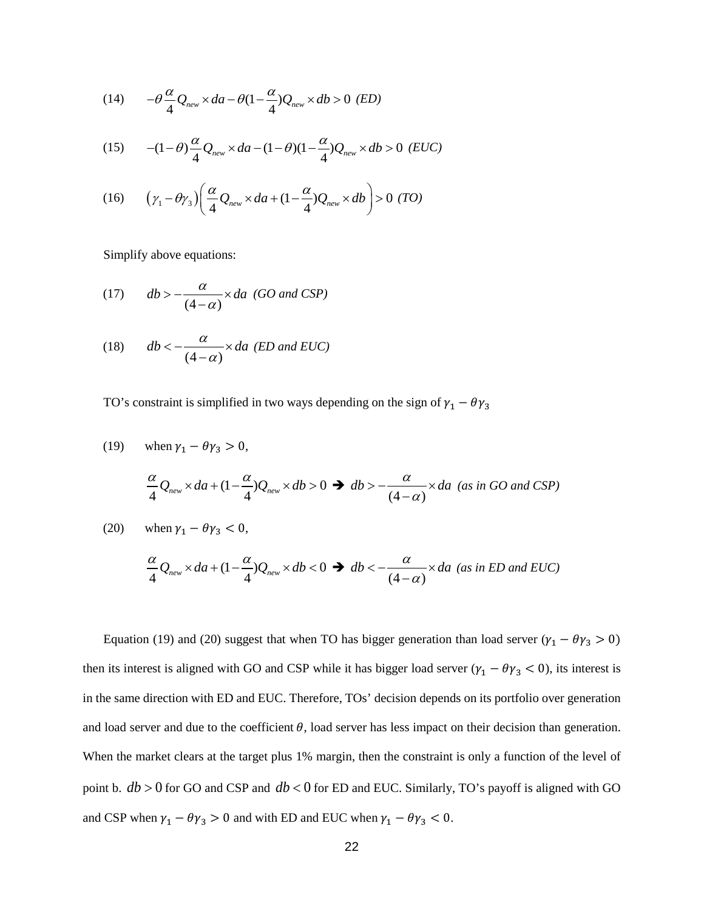$$(14) \quad -\theta \frac{\alpha}{4} Q_{new} \times da - \theta (1 - \frac{\alpha}{4}) Q_{new} \times db > 0 \ \textit{(ED)}$$

$$(15) \quad -(1-\theta) \frac{\alpha}{4} Q_{new} \times da - (1-\theta)(1 - \frac{\alpha}{4}) Q_{new} \times db > 0 \ \textit{(EUC)}$$

$$(16) \quad \left(\gamma_1 - \theta\gamma_3\right) \left( \frac{\alpha}{4} Q_{new} \times da + (1 - \frac{\alpha}{4}) Q_{new} \times db \right) > 0 \ \textit{(TO)}$$

Simplify above equations:

$$(17) \quad db > -\frac{\alpha}{(4-\alpha)} \times da \ \textit{(GO and CSP)}$$

$$(18) \quad db < -\frac{\alpha}{(4-\alpha)} \times da \ \textit{(ED and EUC)}$$

TO's constraint is simplified in two ways depending on the sign of $\gamma_1 - \theta\gamma_3$

(19) when $\gamma_1 - \theta\gamma_3 > 0$,

$$\frac{\alpha}{4} Q_{new} \times da + (1 - \frac{\alpha}{4}) Q_{new} \times db > 0 \ \Rightarrow \ db > -\frac{\alpha}{(4-\alpha)} \times da \ \textit{(as in GO and CSP)}$$

(20) when $\gamma_1 - \theta\gamma_3 < 0$,

$$\frac{\alpha}{4} Q_{new} \times da + (1 - \frac{\alpha}{4}) Q_{new} \times db < 0 \ \Rightarrow \ db < -\frac{\alpha}{(4-\alpha)} \times da \ \textit{(as in ED and EUC)}$$

Equation (19) and (20) suggest that when TO has bigger generation than load server ($\gamma_1 - \theta\gamma_3 > 0$) then its interest is aligned with GO and CSP while it has bigger load server ($\gamma_1 - \theta\gamma_3 < 0$), its interest is in the same direction with ED and EUC. Therefore, TOs' decision depends on its portfolio over generation and load server and due to the coefficient $\theta$, load server has less impact on their decision than generation. When the market clears at the target plus 1% margin, then the constraint is only a function of the level of point b. $db > 0$ for GO and CSP and $db < 0$ for ED and EUC. Similarly, TO's payoff is aligned with GO and CSP when $\gamma_1 - \theta\gamma_3 > 0$ and with ED and EUC when $\gamma_1 - \theta\gamma_3 < 0$.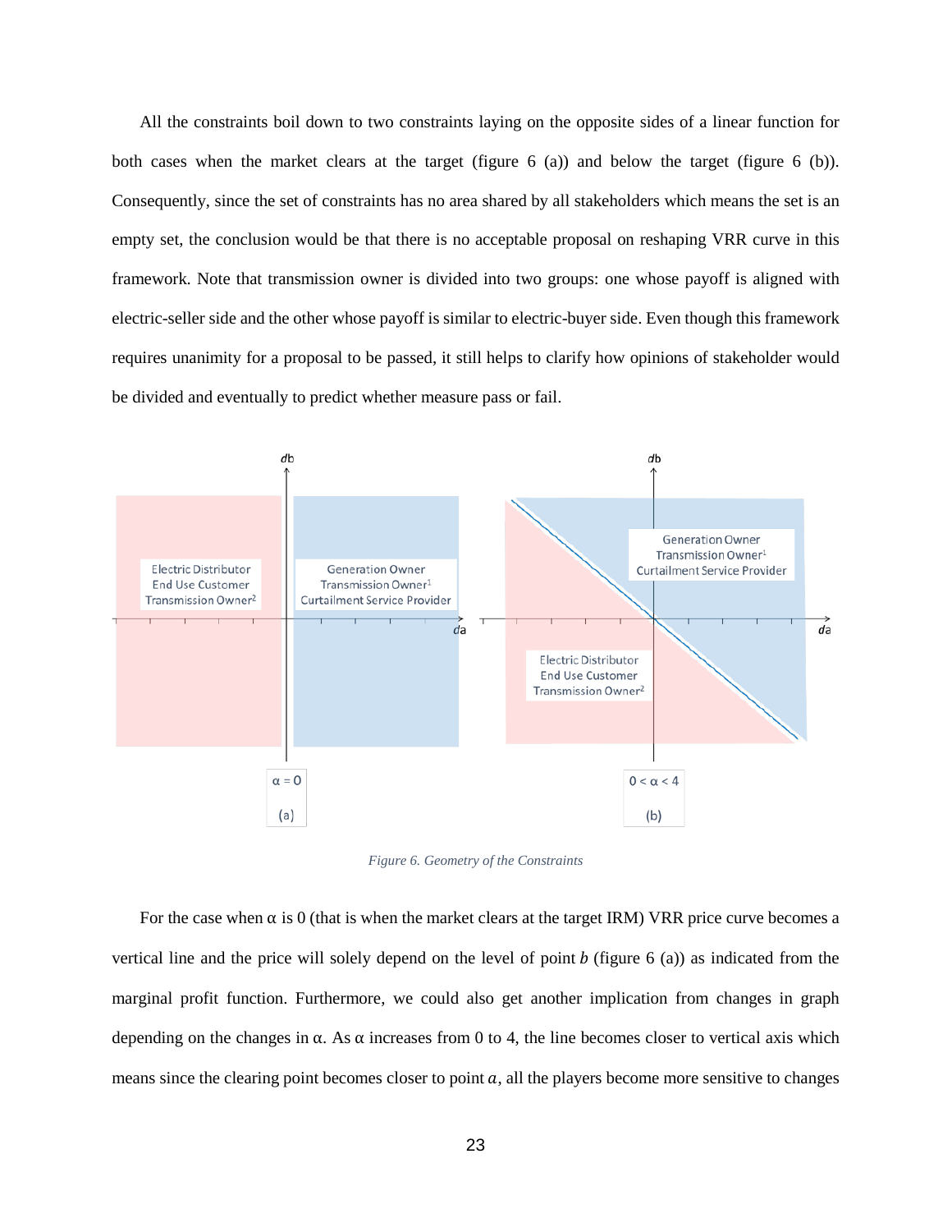All the constraints boil down to two constraints laying on the opposite sides of a linear function for both cases when the market clears at the target (figure 6 (a)) and below the target (figure 6 (b)). Consequently, since the set of constraints has no area shared by all stakeholders which means the set is an empty set, the conclusion would be that there is no acceptable proposal on reshaping VRR curve in this framework. Note that transmission owner is divided into two groups: one whose payoff is aligned with electric-seller side and the other whose payoff is similar to electric-buyer side. Even though this framework requires unanimity for a proposal to be passed, it still helps to clarify how opinions of stakeholder would be divided and eventually to predict whether measure pass or fail.

Electric Distributor
End Use Customer
Transmission Owner[2]

Generation Owner
Transmission Owner[1]
Curtailment Service Provider

$\alpha = 0$

(a)

Generation Owner
Transmission Owner[1]
Curtailment Service Provider

Electric Distributor
End Use Customer
Transmission Owner[2]

$0 < \alpha < 4$

(b)

*Figure 6. Geometry of the Constraints*

For the case when α is 0 (that is when the market clears at the target IRM) VRR price curve becomes a vertical line and the price will solely depend on the level of point $b$ (figure 6 (a)) as indicated from the marginal profit function. Furthermore, we could also get another implication from changes in graph depending on the changes in α. As α increases from 0 to 4, the line becomes closer to vertical axis which means since the clearing point becomes closer to point $a$, all the players become more sensitive to changes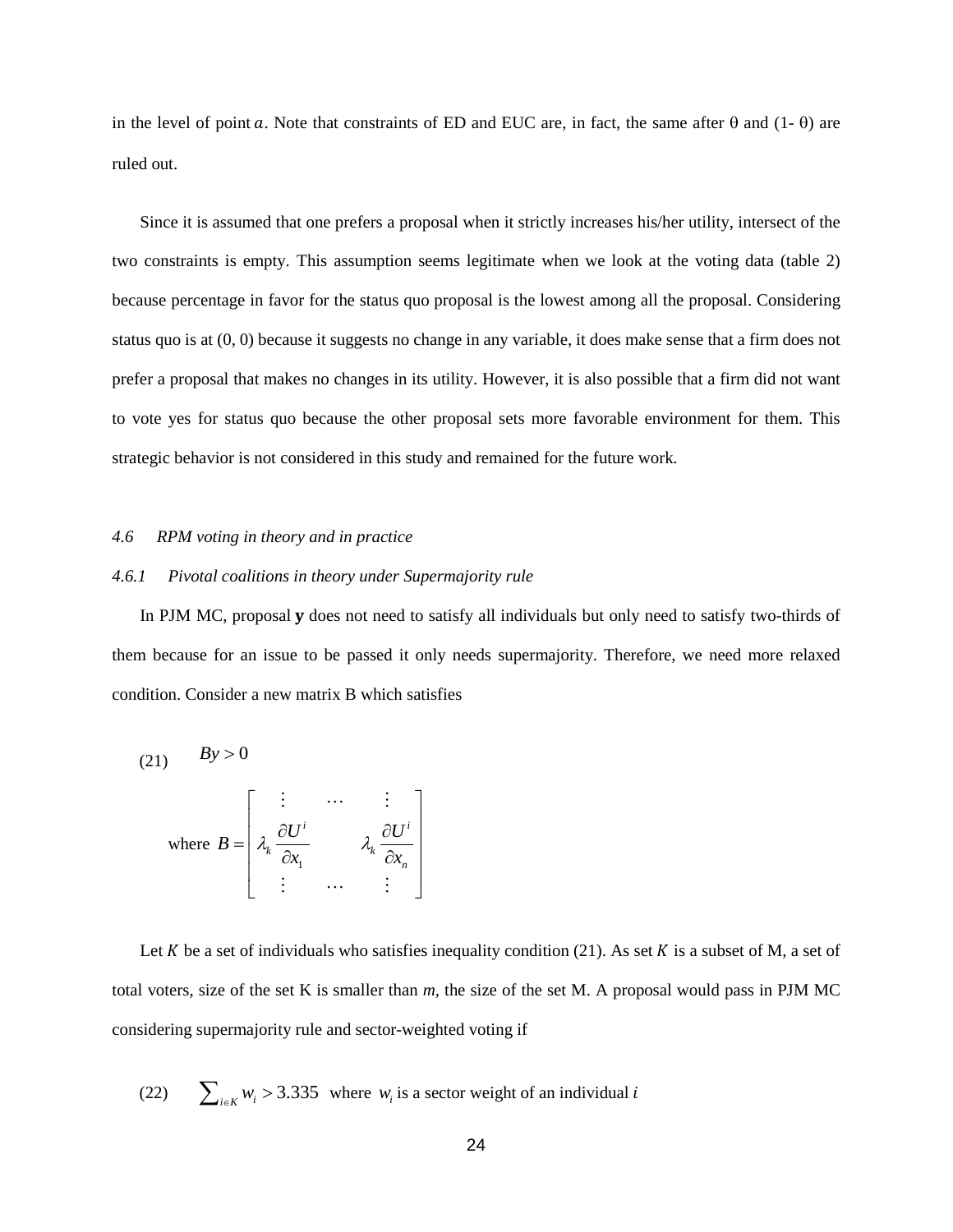in the level of point $a$. Note that constraints of ED and EUC are, in fact, the same after θ and (1- θ) are ruled out.

Since it is assumed that one prefers a proposal when it strictly increases his/her utility, intersect of the two constraints is empty. This assumption seems legitimate when we look at the voting data (table 2) because percentage in favor for the status quo proposal is the lowest among all the proposal. Considering status quo is at (0, 0) because it suggests no change in any variable, it does make sense that a firm does not prefer a proposal that makes no changes in its utility. However, it is also possible that a firm did not want to vote yes for status quo because the other proposal sets more favorable environment for them. This strategic behavior is not considered in this study and remained for the future work.

### *4.6 RPM voting in theory and in practice*

#### *4.6.1 Pivotal coalitions in theory under Supermajority rule*

In PJM MC, proposal **y** does not need to satisfy all individuals but only need to satisfy two-thirds of them because for an issue to be passed it only needs supermajority. Therefore, we need more relaxed condition. Consider a new matrix B which satisfies

$$(21) \qquad By > 0$$

$$\text{where } B = \begin{bmatrix} \vdots & \cdots & \vdots \\ \lambda_k \dfrac{\partial U^i}{\partial x_1} & & \lambda_k \dfrac{\partial U^i}{\partial x_n} \\ \vdots & \cdots & \vdots \end{bmatrix}$$

Let $K$ be a set of individuals who satisfies inequality condition (21). As set $K$ is a subset of M, a set of total voters, size of the set K is smaller than $m$, the size of the set M. A proposal would pass in PJM MC considering supermajority rule and sector-weighted voting if

$$(22) \qquad \sum_{i \in K} w_i > 3.335 \quad \text{where } w_i \text{ is a sector weight of an individual } i$$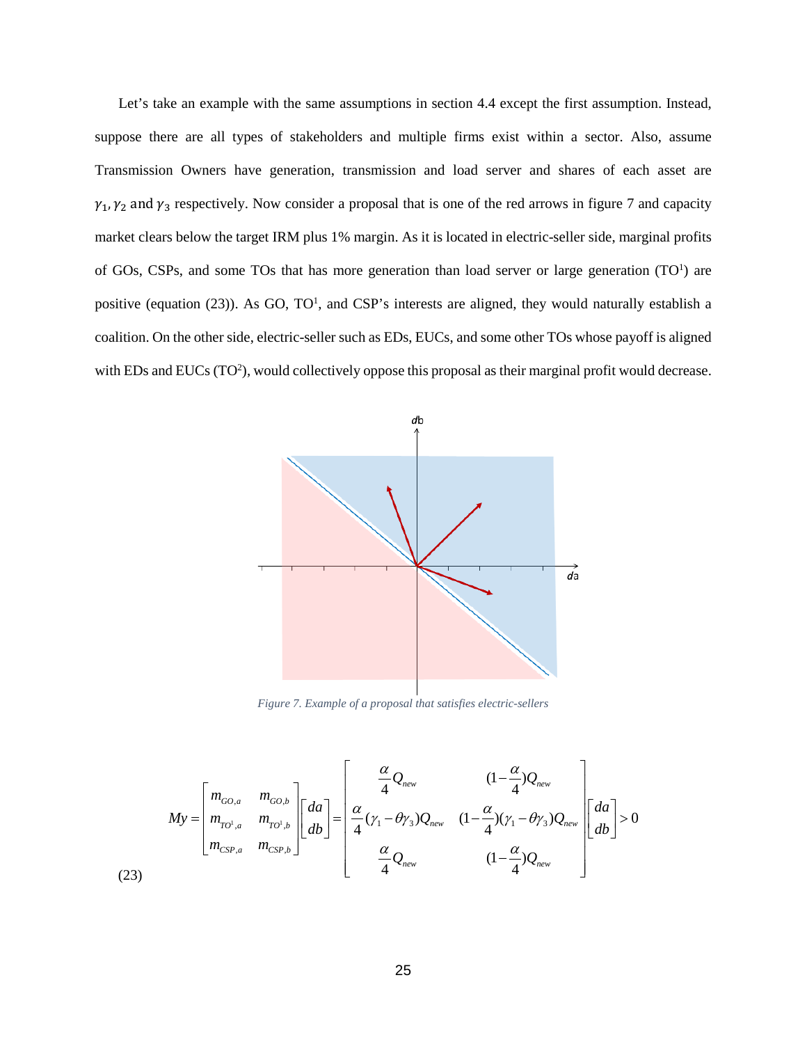Let's take an example with the same assumptions in section 4.4 except the first assumption. Instead, suppose there are all types of stakeholders and multiple firms exist within a sector. Also, assume Transmission Owners have generation, transmission and load server and shares of each asset are $\gamma_1, \gamma_2$ and $\gamma_3$ respectively. Now consider a proposal that is one of the red arrows in figure 7 and capacity market clears below the target IRM plus 1% margin. As it is located in electric-seller side, marginal profits of GOs, CSPs, and some TOs that has more generation than load server or large generation ($TO^1$) are positive (equation (23)). As GO, $TO^1$, and CSP's interests are aligned, they would naturally establish a coalition. On the other side, electric-seller such as EDs, EUCs, and some other TOs whose payoff is aligned with EDs and EUCs ($TO^2$), would collectively oppose this proposal as their marginal profit would decrease.

*Figure 7. Example of a proposal that satisfies electric-sellers*

$$
My = \begin{bmatrix} m_{GO,a} & m_{GO,b} \\ m_{TO^1,a} & m_{TO^1,b} \\ m_{CSP,a} & m_{CSP,b} \end{bmatrix} \begin{bmatrix} da \\ db \end{bmatrix} = \begin{bmatrix} \frac{\alpha}{4} Q_{new} & (1-\frac{\alpha}{4}) Q_{new} \\ \frac{\alpha}{4}(\gamma_1 - \theta\gamma_3) Q_{new} & (1-\frac{\alpha}{4})(\gamma_1 - \theta\gamma_3) Q_{new} \\ \frac{\alpha}{4} Q_{new} & (1-\frac{\alpha}{4}) Q_{new} \end{bmatrix} \begin{bmatrix} da \\ db \end{bmatrix} > 0 \tag{23}
$$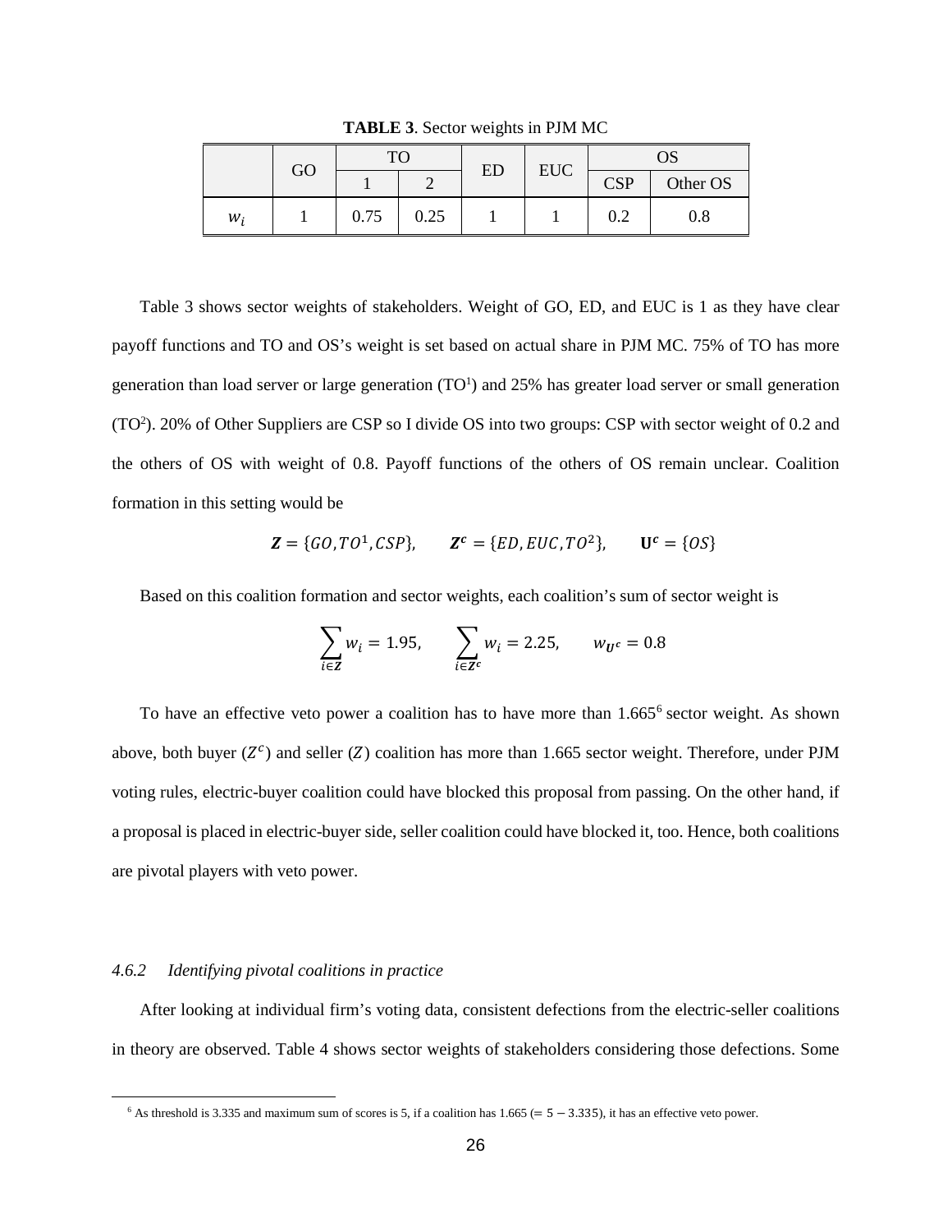**TABLE 3**. Sector weights in PJM MC

| | GO | TO | | ED | EUC | OS | |
|---|---|---|---|---|---|---|---|
| | | 1 | 2 | | | CSP | Other OS |
| $w_i$ | 1 | 0.75 | 0.25 | 1 | 1 | 0.2 | 0.8 |

Table 3 shows sector weights of stakeholders. Weight of GO, ED, and EUC is 1 as they have clear payoff functions and TO and OS's weight is set based on actual share in PJM MC. 75% of TO has more generation than load server or large generation ($TO^1$) and 25% has greater load server or small generation ($TO^2$). 20% of Other Suppliers are CSP so I divide OS into two groups: CSP with sector weight of 0.2 and the others of OS with weight of 0.8. Payoff functions of the others of OS remain unclear. Coalition formation in this setting would be

$$\boldsymbol{Z} = \{GO, TO^1, CSP\}, \qquad \boldsymbol{Z^c} = \{ED, EUC, TO^2\}, \qquad \mathbf{U^c} = \{OS\}$$

Based on this coalition formation and sector weights, each coalition's sum of sector weight is

$$\sum_{i \in \boldsymbol{Z}} w_i = 1.95, \qquad \sum_{i \in \boldsymbol{Z^c}} w_i = 2.25, \qquad w_{\boldsymbol{U^c}} = 0.8$$

To have an effective veto power a coalition has to have more than 1.665[6] sector weight. As shown above, both buyer ($Z^c$) and seller ($Z$) coalition has more than 1.665 sector weight. Therefore, under PJM voting rules, electric-buyer coalition could have blocked this proposal from passing. On the other hand, if a proposal is placed in electric-buyer side, seller coalition could have blocked it, too. Hence, both coalitions are pivotal players with veto power.

#### 4.6.2 *Identifying pivotal coalitions in practice*

After looking at individual firm's voting data, consistent defections from the electric-seller coalitions in theory are observed. Table 4 shows sector weights of stakeholders considering those defections. Some

[6] As threshold is 3.335 and maximum sum of scores is 5, if a coalition has 1.665 ($= 5 - 3.335$), it has an effective veto power.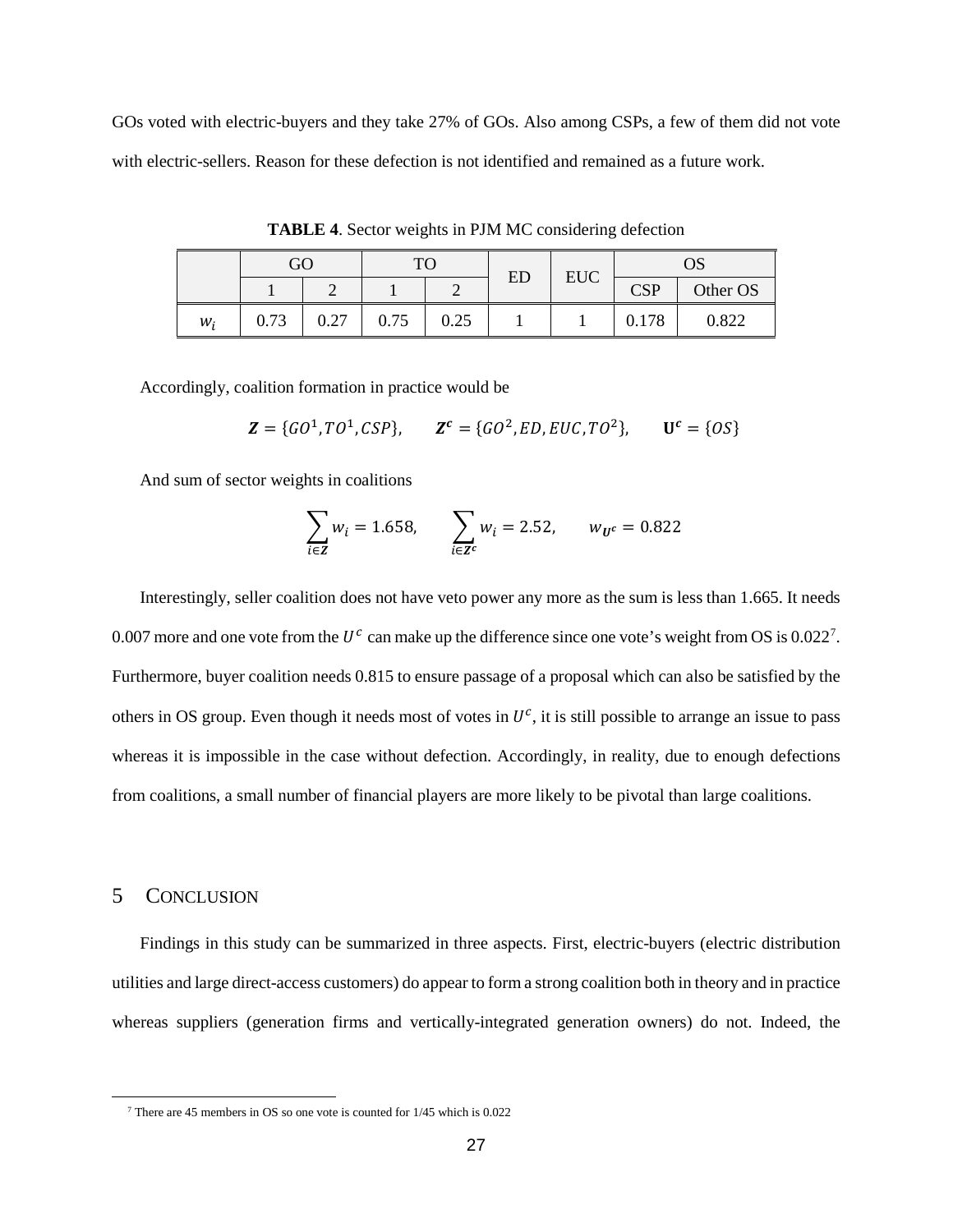GOs voted with electric-buyers and they take 27% of GOs. Also among CSPs, a few of them did not vote with electric-sellers. Reason for these defection is not identified and remained as a future work.

**TABLE 4**. Sector weights in PJM MC considering defection

| | GO | | TO | | ED | EUC | OS | |
|---|---|---|---|---|---|---|---|---|
| | 1 | 2 | 1 | 2 | | | CSP | Other OS |
| $w_i$ | 0.73 | 0.27 | 0.75 | 0.25 | 1 | 1 | 0.178 | 0.822 |

Accordingly, coalition formation in practice would be

$$\boldsymbol{Z} = \{GO^1, TO^1, CSP\}, \qquad \boldsymbol{Z^c} = \{GO^2, ED, EUC, TO^2\}, \qquad \mathbf{U^c} = \{OS\}$$

And sum of sector weights in coalitions

$$\sum_{i \in \boldsymbol{Z}} w_i = 1.658, \qquad \sum_{i \in \boldsymbol{Z^c}} w_i = 2.52, \qquad w_{\boldsymbol{U^c}} = 0.822$$

Interestingly, seller coalition does not have veto power any more as the sum is less than 1.665. It needs 0.007 more and one vote from the $U^c$ can make up the difference since one vote's weight from OS is 0.022[7]. Furthermore, buyer coalition needs 0.815 to ensure passage of a proposal which can also be satisfied by the others in OS group. Even though it needs most of votes in $U^c$, it is still possible to arrange an issue to pass whereas it is impossible in the case without defection. Accordingly, in reality, due to enough defections from coalitions, a small number of financial players are more likely to be pivotal than large coalitions.

## 5 CONCLUSION

Findings in this study can be summarized in three aspects. First, electric-buyers (electric distribution utilities and large direct-access customers) do appear to form a strong coalition both in theory and in practice whereas suppliers (generation firms and vertically-integrated generation owners) do not. Indeed, the

[7] There are 45 members in OS so one vote is counted for 1/45 which is 0.022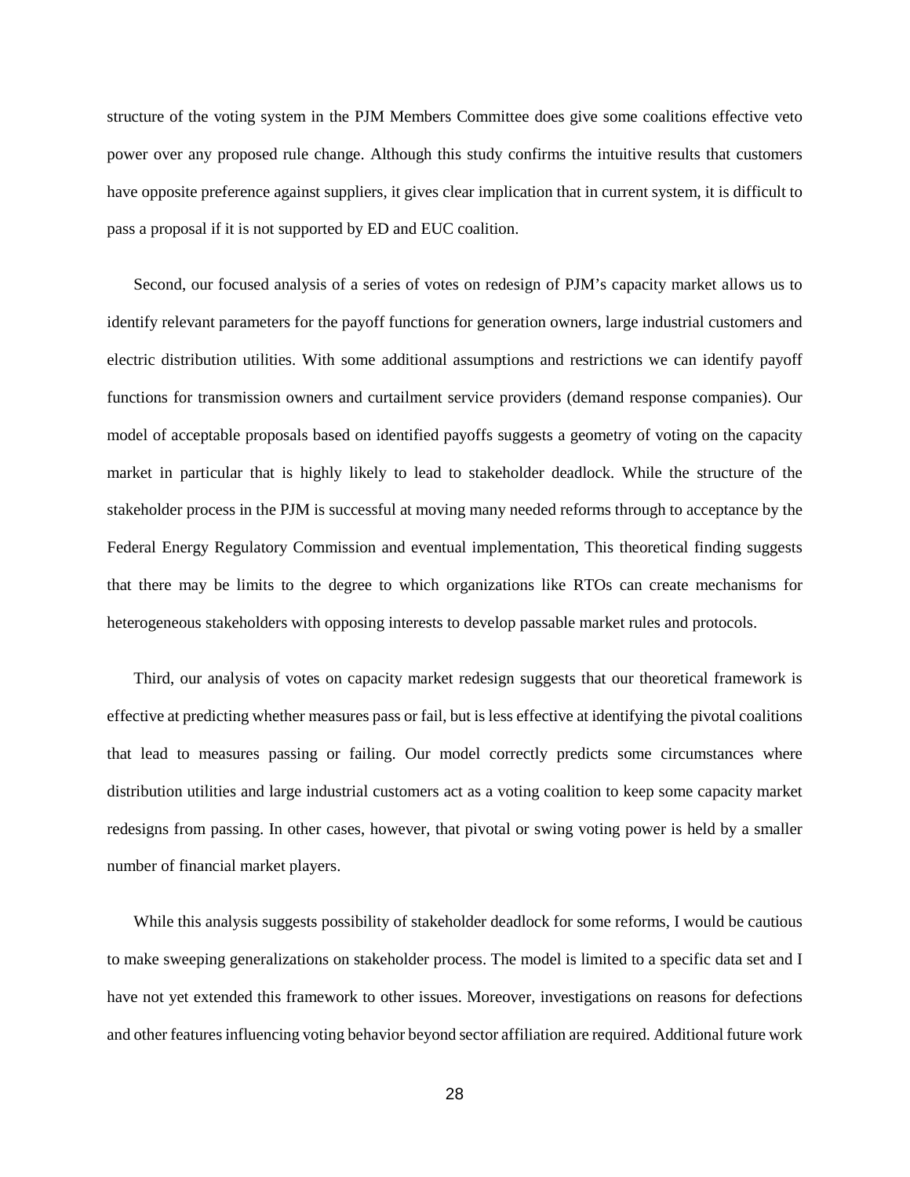structure of the voting system in the PJM Members Committee does give some coalitions effective veto power over any proposed rule change. Although this study confirms the intuitive results that customers have opposite preference against suppliers, it gives clear implication that in current system, it is difficult to pass a proposal if it is not supported by ED and EUC coalition.

Second, our focused analysis of a series of votes on redesign of PJM's capacity market allows us to identify relevant parameters for the payoff functions for generation owners, large industrial customers and electric distribution utilities. With some additional assumptions and restrictions we can identify payoff functions for transmission owners and curtailment service providers (demand response companies). Our model of acceptable proposals based on identified payoffs suggests a geometry of voting on the capacity market in particular that is highly likely to lead to stakeholder deadlock. While the structure of the stakeholder process in the PJM is successful at moving many needed reforms through to acceptance by the Federal Energy Regulatory Commission and eventual implementation, This theoretical finding suggests that there may be limits to the degree to which organizations like RTOs can create mechanisms for heterogeneous stakeholders with opposing interests to develop passable market rules and protocols.

Third, our analysis of votes on capacity market redesign suggests that our theoretical framework is effective at predicting whether measures pass or fail, but is less effective at identifying the pivotal coalitions that lead to measures passing or failing. Our model correctly predicts some circumstances where distribution utilities and large industrial customers act as a voting coalition to keep some capacity market redesigns from passing. In other cases, however, that pivotal or swing voting power is held by a smaller number of financial market players.

While this analysis suggests possibility of stakeholder deadlock for some reforms, I would be cautious to make sweeping generalizations on stakeholder process. The model is limited to a specific data set and I have not yet extended this framework to other issues. Moreover, investigations on reasons for defections and other features influencing voting behavior beyond sector affiliation are required. Additional future work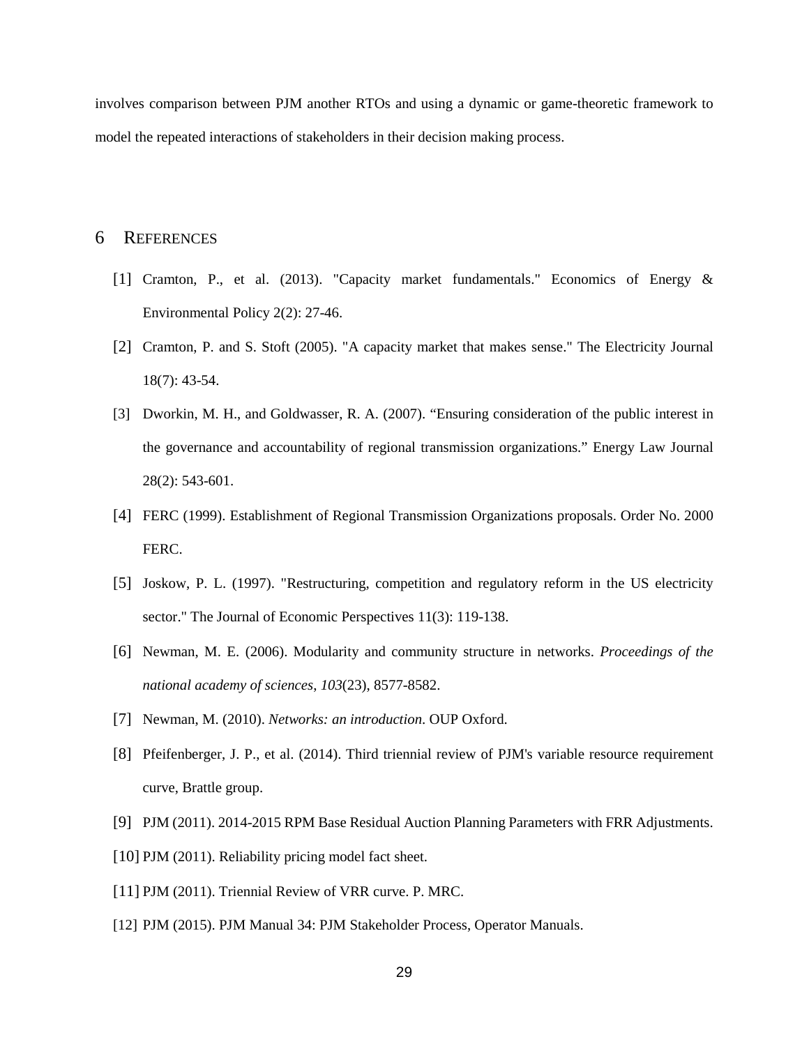involves comparison between PJM another RTOs and using a dynamic or game-theoretic framework to model the repeated interactions of stakeholders in their decision making process.

# 6 REFERENCES

[1] Cramton, P., et al. (2013). "Capacity market fundamentals." Economics of Energy & Environmental Policy 2(2): 27-46.

[2] Cramton, P. and S. Stoft (2005). "A capacity market that makes sense." The Electricity Journal 18(7): 43-54.

[3] Dworkin, M. H., and Goldwasser, R. A. (2007). "Ensuring consideration of the public interest in the governance and accountability of regional transmission organizations." Energy Law Journal 28(2): 543-601.

[4] FERC (1999). Establishment of Regional Transmission Organizations proposals. Order No. 2000 FERC.

[5] Joskow, P. L. (1997). "Restructuring, competition and regulatory reform in the US electricity sector." The Journal of Economic Perspectives 11(3): 119-138.

[6] Newman, M. E. (2006). Modularity and community structure in networks. *Proceedings of the national academy of sciences*, *103*(23), 8577-8582.

[7] Newman, M. (2010). *Networks: an introduction*. OUP Oxford.

[8] Pfeifenberger, J. P., et al. (2014). Third triennial review of PJM's variable resource requirement curve, Brattle group.

[9] PJM (2011). 2014-2015 RPM Base Residual Auction Planning Parameters with FRR Adjustments.

[10] PJM (2011). Reliability pricing model fact sheet.

[11] PJM (2011). Triennial Review of VRR curve. P. MRC.

[12] PJM (2015). PJM Manual 34: PJM Stakeholder Process, Operator Manuals.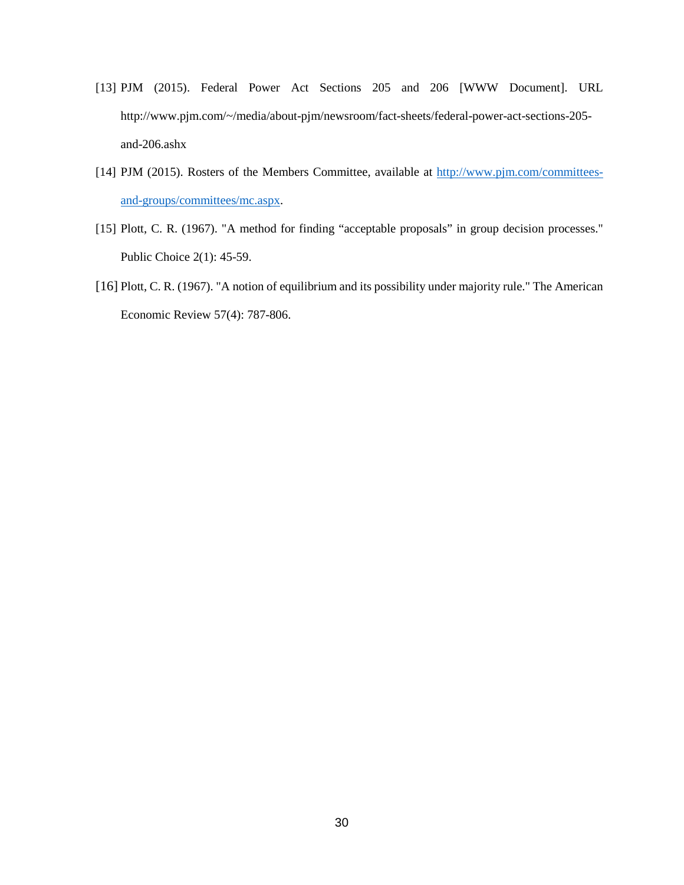[13] PJM (2015). Federal Power Act Sections 205 and 206 [WWW Document]. URL http://www.pjm.com/~/media/about-pjm/newsroom/fact-sheets/federal-power-act-sections-205-and-206.ashx

[14] PJM (2015). Rosters of the Members Committee, available at http://www.pjm.com/committees-and-groups/committees/mc.aspx.

[15] Plott, C. R. (1967). "A method for finding “acceptable proposals” in group decision processes." Public Choice 2(1): 45-59.

[16] Plott, C. R. (1967). "A notion of equilibrium and its possibility under majority rule." The American Economic Review 57(4): 787-806.